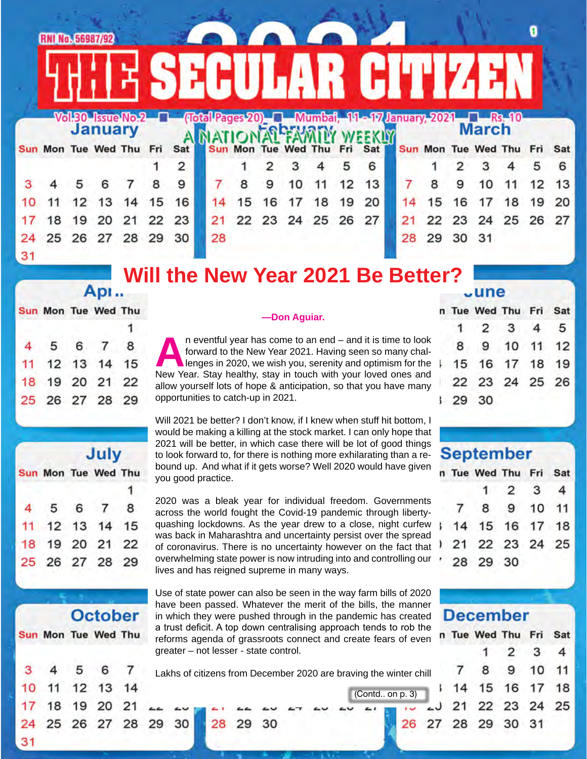# THE SECULAR CITIZEN

RNI No. 56987/92

Vol.30 Issue No.2 ■ (Total Pages 20) ■ Mumbai, 11 - 17 January, 2021 ■ Rs. 10

A NATIONAL FAMILY WEEKLY

## Will the New Year 2021 Be Better?

**—Don Aguiar.**

An eventful year has come to an end – and it is time to look forward to the New Year 2021. Having seen so many challenges in 2020, we wish you, serenity and optimism for the New Year. Stay healthy, stay in touch with your loved ones and allow yourself lots of hope & anticipation, so that you have many opportunities to catch-up in 2021.

Will 2021 be better? I don't know, if I knew when stuff hit bottom, I would be making a killing at the stock market. I can only hope that 2021 will be better, in which case there will be lot of good things to look forward to, for there is nothing more exhilarating than a rebound up. And what if it gets worse? Well 2020 would have given you good practice.

2020 was a bleak year for individual freedom. Governments across the world fought the Covid-19 pandemic through liberty-quashing lockdowns. As the year drew to a close, night curfew was back in Maharashtra and uncertainty persist over the spread of coronavirus. There is no uncertainty however on the fact that overwhelming state power is now intruding into and controlling our lives and has reigned supreme in many ways.

Use of state power can also be seen in the way farm bills of 2020 have been passed. Whatever the merit of the bills, the manner in which they were pushed through in the pandemic has created a trust deficit. A top down centralising approach tends to rob the reforms agenda of grassroots connect and create fears of even greater – not lesser - state control.

Lakhs of citizens from December 2020 are braving the winter chill

(Contd.. on p. 3)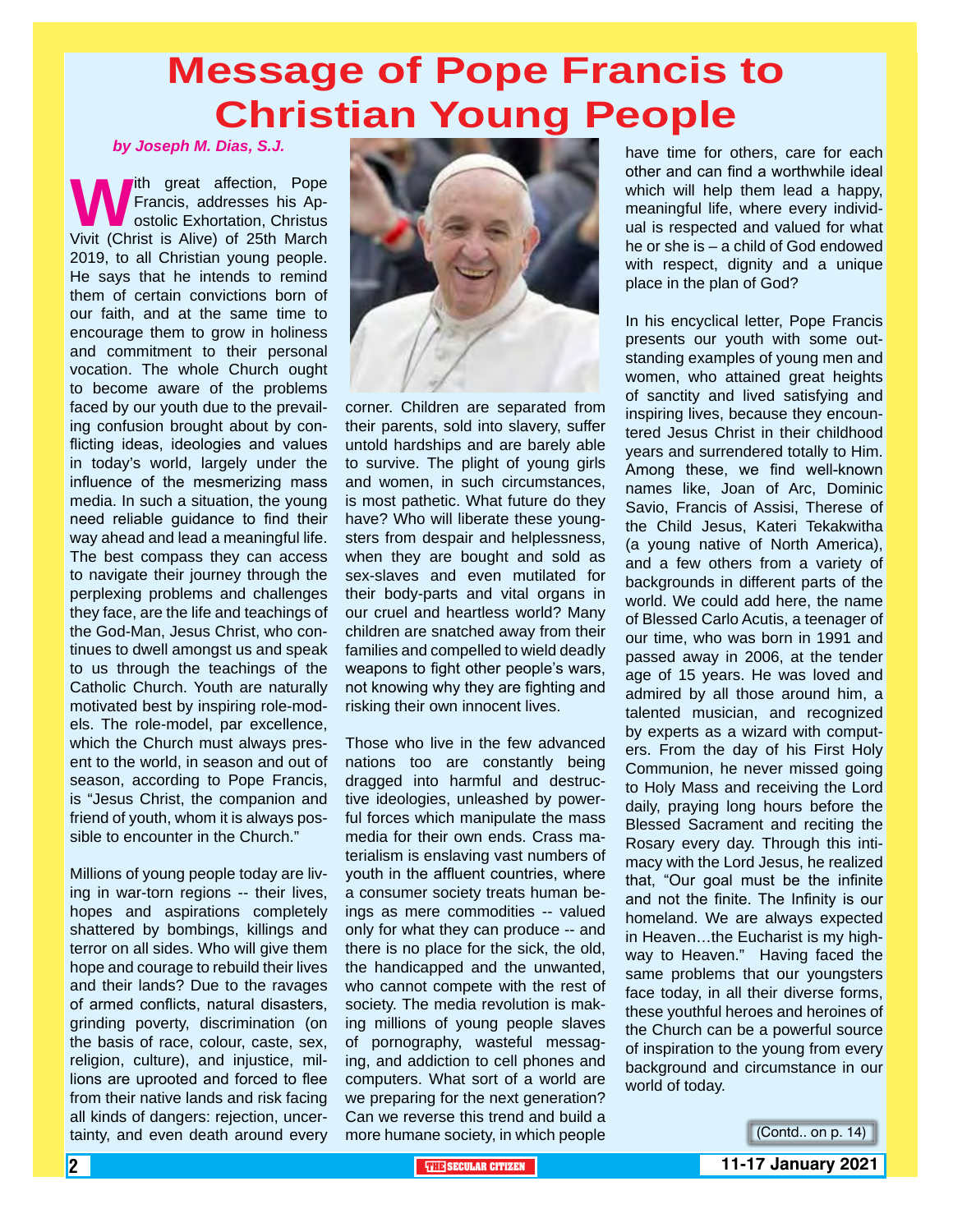# Message of Pope Francis to Christian Young People

*by Joseph M. Dias, S.J.*

With great affection, Pope Francis, addresses his Apostolic Exhortation, Christus Vivit (Christ is Alive) of 25th March 2019, to all Christian young people. He says that he intends to remind them of certain convictions born of our faith, and at the same time to encourage them to grow in holiness and commitment to their personal vocation. The whole Church ought to become aware of the problems faced by our youth due to the prevailing confusion brought about by conflicting ideas, ideologies and values in today's world, largely under the influence of the mesmerizing mass media. In such a situation, the young need reliable guidance to find their way ahead and lead a meaningful life. The best compass they can access to navigate their journey through the perplexing problems and challenges they face, are the life and teachings of the God-Man, Jesus Christ, who continues to dwell amongst us and speak to us through the teachings of the Catholic Church. Youth are naturally motivated best by inspiring role-models. The role-model, par excellence, which the Church must always present to the world, in season and out of season, according to Pope Francis, is "Jesus Christ, the companion and friend of youth, whom it is always possible to encounter in the Church."

Millions of young people today are living in war-torn regions -- their lives, hopes and aspirations completely shattered by bombings, killings and terror on all sides. Who will give them hope and courage to rebuild their lives and their lands? Due to the ravages of armed conflicts, natural disasters, grinding poverty, discrimination (on the basis of race, colour, caste, sex, religion, culture), and injustice, millions are uprooted and forced to flee from their native lands and risk facing all kinds of dangers: rejection, uncertainty, and even death around every corner. Children are separated from their parents, sold into slavery, suffer untold hardships and are barely able to survive. The plight of young girls and women, in such circumstances, is most pathetic. What future do they have? Who will liberate these youngsters from despair and helplessness, when they are bought and sold as sex-slaves and even mutilated for their body-parts and vital organs in our cruel and heartless world? Many children are snatched away from their families and compelled to wield deadly weapons to fight other people's wars, not knowing why they are fighting and risking their own innocent lives.

Those who live in the few advanced nations too are constantly being dragged into harmful and destructive ideologies, unleashed by powerful forces which manipulate the mass media for their own ends. Crass materialism is enslaving vast numbers of youth in the affluent countries, where a consumer society treats human beings as mere commodities -- valued only for what they can produce -- and there is no place for the sick, the old, the handicapped and the unwanted, who cannot compete with the rest of society. The media revolution is making millions of young people slaves of pornography, wasteful messaging, and addiction to cell phones and computers. What sort of a world are we preparing for the next generation? Can we reverse this trend and build a more humane society, in which people have time for others, care for each other and can find a worthwhile ideal which will help them lead a happy, meaningful life, where every individual is respected and valued for what he or she is – a child of God endowed with respect, dignity and a unique place in the plan of God?

In his encyclical letter, Pope Francis presents our youth with some outstanding examples of young men and women, who attained great heights of sanctity and lived satisfying and inspiring lives, because they encountered Jesus Christ in their childhood years and surrendered totally to Him. Among these, we find well-known names like, Joan of Arc, Dominic Savio, Francis of Assisi, Therese of the Child Jesus, Kateri Tekakwitha (a young native of North America), and a few others from a variety of backgrounds in different parts of the world. We could add here, the name of Blessed Carlo Acutis, a teenager of our time, who was born in 1991 and passed away in 2006, at the tender age of 15 years. He was loved and admired by all those around him, a talented musician, and recognized by experts as a wizard with computers. From the day of his First Holy Communion, he never missed going to Holy Mass and receiving the Lord daily, praying long hours before the Blessed Sacrament and reciting the Rosary every day. Through this intimacy with the Lord Jesus, he realized that, "Our goal must be the infinite and not the finite. The Infinity is our homeland. We are always expected in Heaven…the Eucharist is my highway to Heaven." Having faced the same problems that our youngsters face today, in all their diverse forms, these youthful heroes and heroines of the Church can be a powerful source of inspiration to the young from every background and circumstance in our world of today.

(Contd.. on p. 14)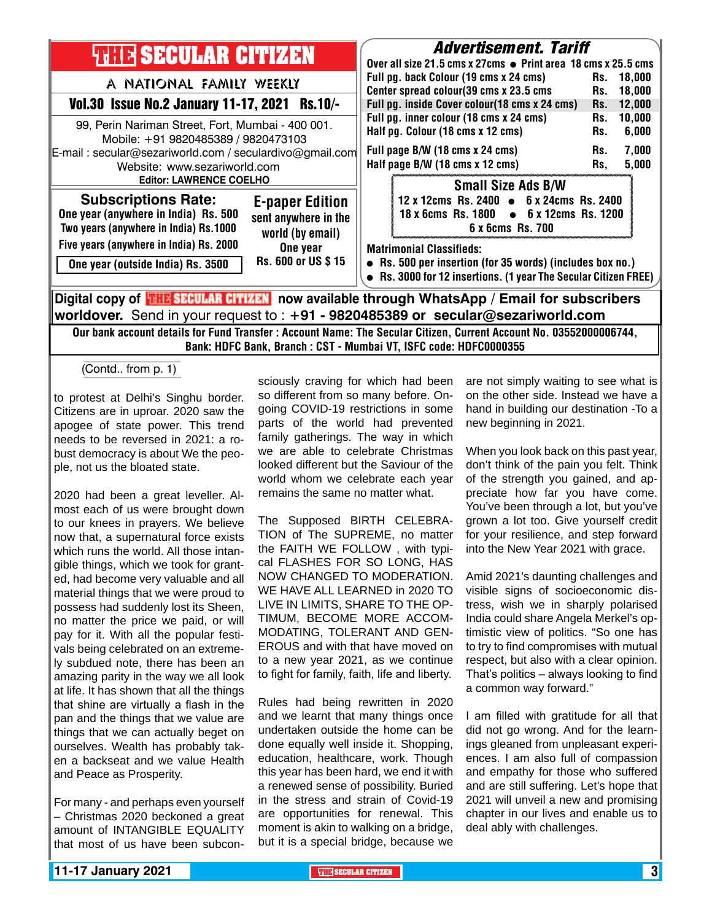# THE SECULAR CITIZEN

A NATIONAL FAMILY WEEKLY

**Vol.30 Issue No.2 January 11-17, 2021 Rs.10/-**

99, Perin Nariman Street, Fort, Mumbai - 400 001.
Mobile: +91 9820485389 / 9820473103
E-mail : secular@sezariworld.com / seculardivo@gmail.com
Website: www.sezariworld.com
**Editor: LAWRENCE COELHO**

## Subscriptions Rate:

- One year (anywhere in India) Rs. 500
- Two years (anywhere in India) Rs.1000
- Five years (anywhere in India) Rs. 2000
- One year (outside India) Rs. 3500

## E-paper Edition

sent anywhere in the world (by email)
One year
Rs. 600 or US $ 15

## Advertisement. Tariff

Over all size 21.5 cms x 27cms • Print area 18 cms x 25.5 cms

| | |
|---|---|
| Full pg. back Colour (19 cms x 24 cms) | Rs. 18,000 |
| Center spread colour(39 cms x 23.5 cms | Rs. 18,000 |
| Full pg. inside Cover colour(18 cms x 24 cms) | Rs. 12,000 |
| Full pg. inner colour (18 cms x 24 cms) | Rs. 10,000 |
| Half pg. Colour (18 cms x 12 cms) | Rs. 6,000 |
| Full page B/W (18 cms x 24 cms) | Rs. 7,000 |
| Half page B/W (18 cms x 12 cms) | Rs, 5,000 |

### Small Size Ads B/W

12 x 12cms Rs. 2400 • 6 x 24cms Rs. 2400
18 x 6cms Rs. 1800 • 6 x 12cms Rs. 1200
6 x 6cms Rs. 700

**Matrimonial Classifieds:**

- Rs. 500 per insertion (for 35 words) (includes box no.)
- Rs. 3000 for 12 insertions. (1 year The Secular Citizen FREE)

**Digital copy of THE SECULAR CITIZEN now available through WhatsApp / Email for subscribers worldover.** Send in your request to : **+91 - 9820485389 or secular@sezariworld.com**

**Our bank account details for Fund Transfer : Account Name: The Secular Citizen, Current Account No. 03552000006744, Bank: HDFC Bank, Branch : CST - Mumbai VT, ISFC code: HDFC0000355**

(Contd.. from p. 1)

to protest at Delhi's Singhu border. Citizens are in uproar. 2020 saw the apogee of state power. This trend needs to be reversed in 2021: a robust democracy is about We the people, not us the bloated state.

2020 had been a great leveller. Almost each of us were brought down to our knees in prayers. We believe now that, a supernatural force exists which runs the world. All those intangible things, which we took for granted, had become very valuable and all material things that we were proud to possess had suddenly lost its Sheen, no matter the price we paid, or will pay for it. With all the popular festivals being celebrated on an extremely subdued note, there has been an amazing parity in the way we all look at life. It has shown that all the things that shine are virtually a flash in the pan and the things that we value are things that we can actually beget on ourselves. Wealth has probably taken a backseat and we value Health and Peace as Prosperity.

For many - and perhaps even yourself – Christmas 2020 beckoned a great amount of INTANGIBLE EQUALITY that most of us have been subconsciously craving for which had been so different from so many before. Ongoing COVID-19 restrictions in some parts of the world had prevented family gatherings. The way in which we are able to celebrate Christmas looked different but the Saviour of the world whom we celebrate each year remains the same no matter what.

The Supposed BIRTH CELEBRATION of The SUPREME, no matter the FAITH WE FOLLOW , with typical FLASHES FOR SO LONG, HAS NOW CHANGED TO MODERATION. WE HAVE ALL LEARNED in 2020 TO LIVE IN LIMITS, SHARE TO THE OPTIMUM, BECOME MORE ACCOMMODATING, TOLERANT AND GENEROUS and with that have moved on to a new year 2021, as we continue to fight for family, faith, life and liberty.

Rules had being rewritten in 2020 and we learnt that many things once undertaken outside the home can be done equally well inside it. Shopping, education, healthcare, work. Though this year has been hard, we end it with a renewed sense of possibility. Buried in the stress and strain of Covid-19 are opportunities for renewal. This moment is akin to walking on a bridge, but it is a special bridge, because we are not simply waiting to see what is on the other side. Instead we have a hand in building our destination -To a new beginning in 2021.

When you look back on this past year, don't think of the pain you felt. Think of the strength you gained, and appreciate how far you have come. You've been through a lot, but you've grown a lot too. Give yourself credit for your resilience, and step forward into the New Year 2021 with grace.

Amid 2021's daunting challenges and visible signs of socioeconomic distress, wish we in sharply polarised India could share Angela Merkel's optimistic view of politics. "So one has to try to find compromises with mutual respect, but also with a clear opinion. That's politics – always looking to find a common way forward."

I am filled with gratitude for all that did not go wrong. And for the learnings gleaned from unpleasant experiences. I am also full of compassion and empathy for those who suffered and are still suffering. Let's hope that 2021 will unveil a new and promising chapter in our lives and enable us to deal ably with challenges.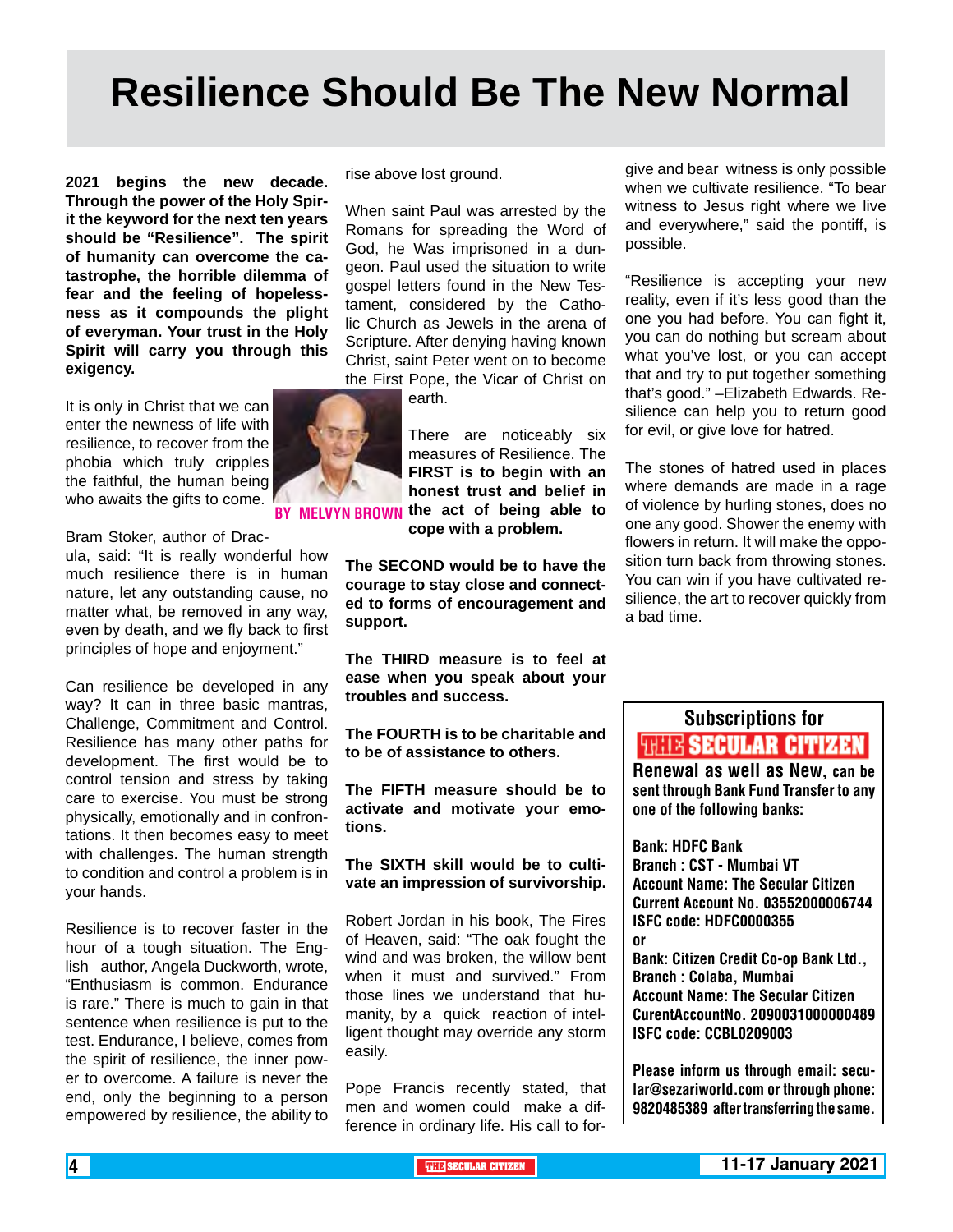# Resilience Should Be The New Normal

**2021 begins the new decade. Through the power of the Holy Spirit the keyword for the next ten years should be "Resilience". The spirit of humanity can overcome the catastrophe, the horrible dilemma of fear and the feeling of hopelessness as it compounds the plight of everyman. Your trust in the Holy Spirit will carry you through this exigency.**

**BY MELVYN BROWN**

It is only in Christ that we can enter the newness of life with resilience, to recover from the phobia which truly cripples the faithful, the human being who awaits the gifts to come.

Bram Stoker, author of Dracula, said: "It is really wonderful how much resilience there is in human nature, let any outstanding cause, no matter what, be removed in any way, even by death, and we fly back to first principles of hope and enjoyment."

Can resilience be developed in any way? It can in three basic mantras, Challenge, Commitment and Control. Resilience has many other paths for development. The first would be to control tension and stress by taking care to exercise. You must be strong physically, emotionally and in confrontations. It then becomes easy to meet with challenges. The human strength to condition and control a problem is in your hands.

Resilience is to recover faster in the hour of a tough situation. The English author, Angela Duckworth, wrote, "Enthusiasm is common. Endurance is rare." There is much to gain in that sentence when resilience is put to the test. Endurance, I believe, comes from the spirit of resilience, the inner power to overcome. A failure is never the end, only the beginning to a person empowered by resilience, the ability to rise above lost ground.

When saint Paul was arrested by the Romans for spreading the Word of God, he Was imprisoned in a dungeon. Paul used the situation to write gospel letters found in the New Testament, considered by the Catholic Church as Jewels in the arena of Scripture. After denying having known Christ, saint Peter went on to become the First Pope, the Vicar of Christ on earth.

There are noticeably six measures of Resilience. The **FIRST is to begin with an honest trust and belief in the act of being able to cope with a problem.**

**The SECOND would be to have the courage to stay close and connected to forms of encouragement and support.**

**The THIRD measure is to feel at ease when you speak about your troubles and success.**

**The FOURTH is to be charitable and to be of assistance to others.**

**The FIFTH measure should be to activate and motivate your emotions.**

**The SIXTH skill would be to cultivate an impression of survivorship.**

Robert Jordan in his book, The Fires of Heaven, said: "The oak fought the wind and was broken, the willow bent when it must and survived." From those lines we understand that humanity, by a quick reaction of intelligent thought may override any storm easily.

Pope Francis recently stated, that men and women could make a difference in ordinary life. His call to forgive and bear witness is only possible when we cultivate resilience. "To bear witness to Jesus right where we live and everywhere," said the pontiff, is possible.

"Resilience is accepting your new reality, even if it's less good than the one you had before. You can fight it, you can do nothing but scream about what you've lost, or you can accept that and try to put together something that's good." –Elizabeth Edwards. Resilience can help you to return good for evil, or give love for hatred.

The stones of hatred used in places where demands are made in a rage of violence by hurling stones, does no one any good. Shower the enemy with flowers in return. It will make the opposition turn back from throwing stones. You can win if you have cultivated resilience, the art to recover quickly from a bad time.

---

**Subscriptions for THE SECULAR CITIZEN**

**Renewal as well as New, can be sent through Bank Fund Transfer to any one of the following banks:**

**Bank: HDFC Bank**
**Branch : CST - Mumbai VT**
**Account Name: The Secular Citizen**
**Current Account No. 03552000006744**
**ISFC code: HDFC0000355**
**or**
**Bank: Citizen Credit Co-op Bank Ltd., Branch : Colaba, Mumbai**
**Account Name: The Secular Citizen**
**CurentAccountNo. 2090031000000489**
**ISFC code: CCBL0209003**

**Please inform us through email: secular@sezariworld.com or through phone: 9820485389 after transferring the same.**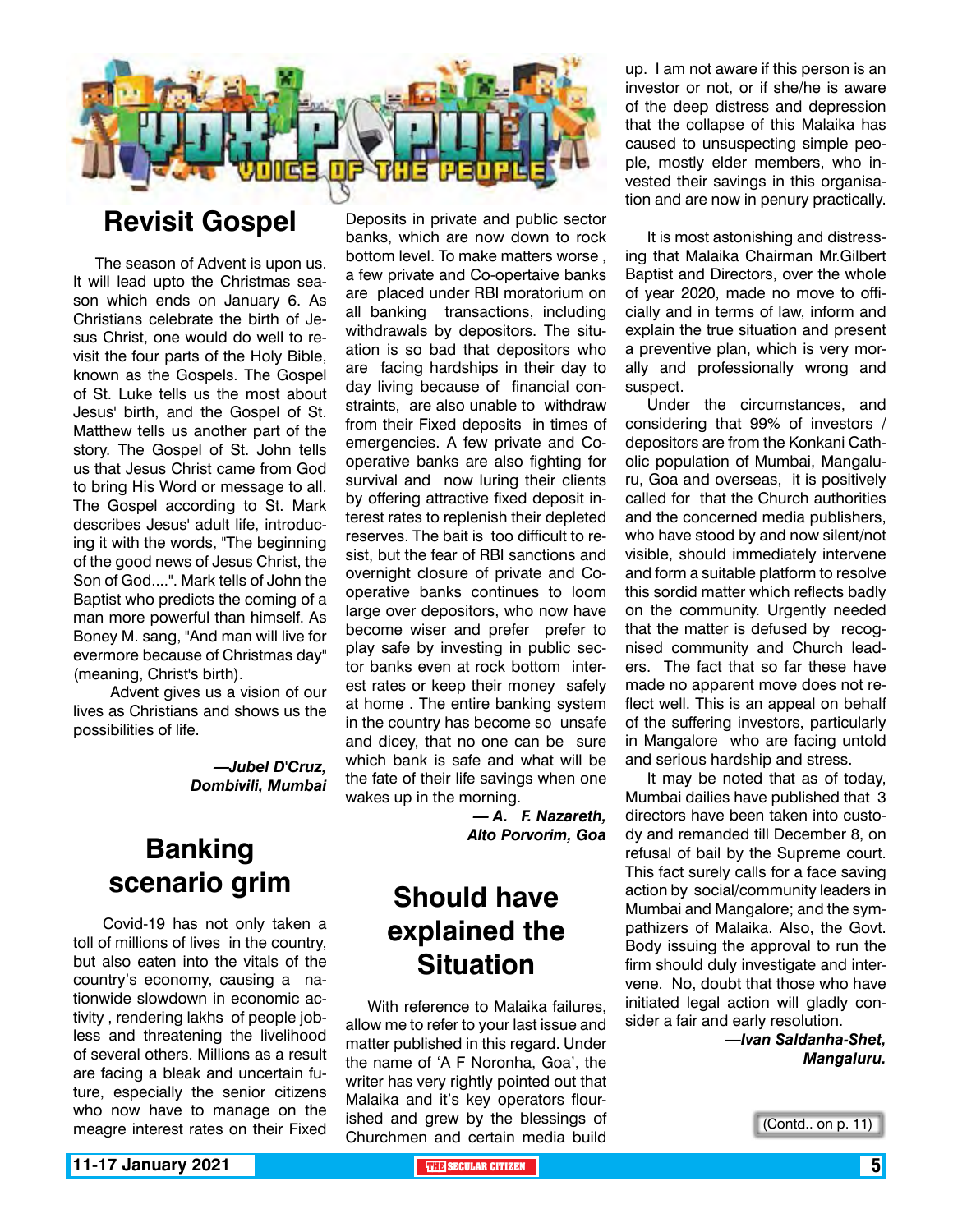# VOX POPULI

VOICE OF THE PEOPLE

## Revisit Gospel

The season of Advent is upon us. It will lead upto the Christmas season which ends on January 6. As Christians celebrate the birth of Jesus Christ, one would do well to revisit the four parts of the Holy Bible, known as the Gospels. The Gospel of St. Luke tells us the most about Jesus' birth, and the Gospel of St. Matthew tells us another part of the story. The Gospel of St. John tells us that Jesus Christ came from God to bring His Word or message to all. The Gospel according to St. Mark describes Jesus' adult life, introducing it with the words, "The beginning of the good news of Jesus Christ, the Son of God....". Mark tells of John the Baptist who predicts the coming of a man more powerful than himself. As Boney M. sang, "And man will live for evermore because of Christmas day" (meaning, Christ's birth).

Advent gives us a vision of our lives as Christians and shows us the possibilities of life.

***—Jubel D'Cruz,***
***Dombivili, Mumbai***

## Banking scenario grim

Covid-19 has not only taken a toll of millions of lives in the country, but also eaten into the vitals of the country's economy, causing a nationwide slowdown in economic activity , rendering lakhs of people jobless and threatening the livelihood of several others. Millions as a result are facing a bleak and uncertain future, especially the senior citizens who now have to manage on the meagre interest rates on their Fixed Deposits in private and public sector banks, which are now down to rock bottom level. To make matters worse , a few private and Co-opertaive banks are placed under RBI moratorium on all banking transactions, including withdrawals by depositors. The situation is so bad that depositors who are facing hardships in their day to day living because of financial constraints, are also unable to withdraw from their Fixed deposits in times of emergencies. A few private and Co-operative banks are also fighting for survival and now luring their clients by offering attractive fixed deposit interest rates to replenish their depleted reserves. The bait is too difficult to resist, but the fear of RBI sanctions and overnight closure of private and Co-operative banks continues to loom large over depositors, who now have become wiser and prefer prefer to play safe by investing in public sector banks even at rock bottom interest rates or keep their money safely at home . The entire banking system in the country has become so unsafe and dicey, that no one can be sure which bank is safe and what will be the fate of their life savings when one wakes up in the morning.

***— A. F. Nazareth,***
***Alto Porvorim, Goa***

## Should have explained the Situation

With reference to Malaika failures, allow me to refer to your last issue and matter published in this regard. Under the name of 'A F Noronha, Goa', the writer has very rightly pointed out that Malaika and it's key operators flourished and grew by the blessings of Churchmen and certain media build up. I am not aware if this person is an investor or not, or if she/he is aware of the deep distress and depression that the collapse of this Malaika has caused to unsuspecting simple people, mostly elder members, who invested their savings in this organisation and are now in penury practically.

It is most astonishing and distressing that Malaika Chairman Mr.Gilbert Baptist and Directors, over the whole of year 2020, made no move to officially and in terms of law, inform and explain the true situation and present a preventive plan, which is very morally and professionally wrong and suspect.

Under the circumstances, and considering that 99% of investors / depositors are from the Konkani Catholic population of Mumbai, Mangaluru, Goa and overseas, it is positively called for that the Church authorities and the concerned media publishers, who have stood by and now silent/not visible, should immediately intervene and form a suitable platform to resolve this sordid matter which reflects badly on the community. Urgently needed that the matter is defused by recognised community and Church leaders. The fact that so far these have made no apparent move does not reflect well. This is an appeal on behalf of the suffering investors, particularly in Mangalore who are facing untold and serious hardship and stress.

It may be noted that as of today, Mumbai dailies have published that 3 directors have been taken into custody and remanded till December 8, on refusal of bail by the Supreme court. This fact surely calls for a face saving action by social/community leaders in Mumbai and Mangalore; and the sympathizers of Malaika. Also, the Govt. Body issuing the approval to run the firm should duly investigate and intervene. No, doubt that those who have initiated legal action will gladly consider a fair and early resolution.

***—Ivan Saldanha-Shet,***
***Mangaluru.***

(Contd.. on p. 11)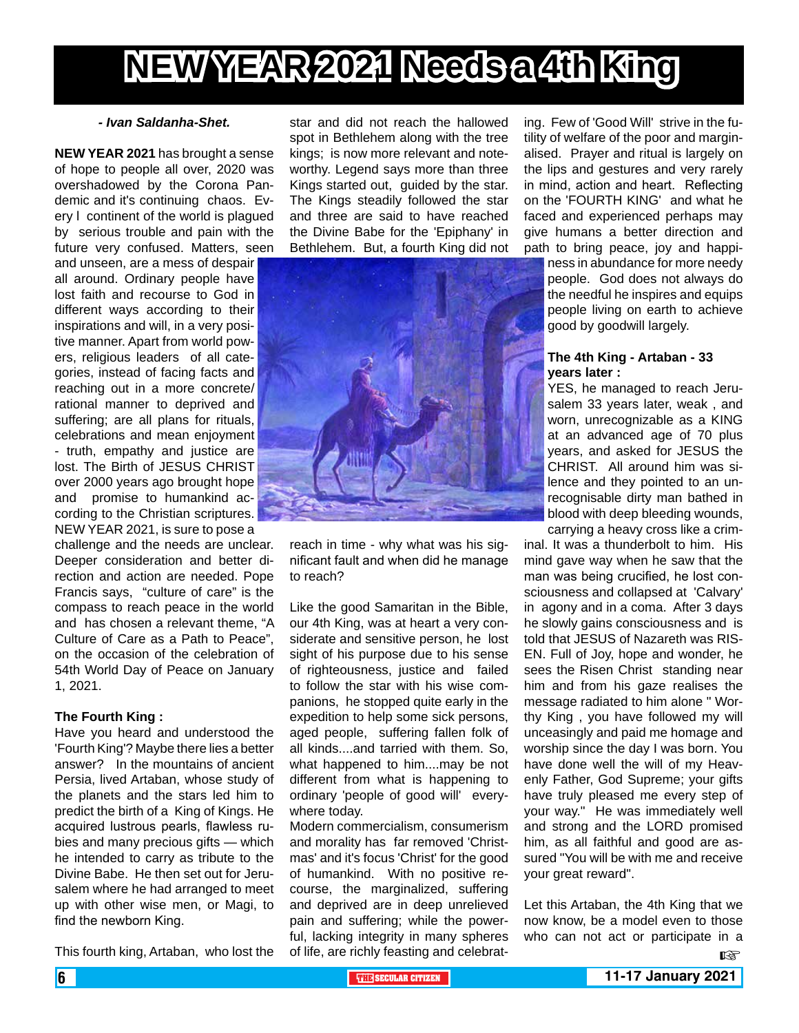# NEW YEAR 2021 Needs a 4th King

*- Ivan Saldanha-Shet.*

**NEW YEAR 2021** has brought a sense of hope to people all over, 2020 was overshadowed by the Corona Pandemic and it's continuing chaos. Every l continent of the world is plagued by serious trouble and pain with the future very confused. Matters, seen and unseen, are a mess of despair all around. Ordinary people have lost faith and recourse to God in different ways according to their inspirations and will, in a very positive manner. Apart from world powers, religious leaders of all categories, instead of facing facts and reaching out in a more concrete/ rational manner to deprived and suffering; are all plans for rituals, celebrations and mean enjoyment - truth, empathy and justice are lost. The Birth of JESUS CHRIST over 2000 years ago brought hope and promise to humankind according to the Christian scriptures. NEW YEAR 2021, is sure to pose a challenge and the needs are unclear. Deeper consideration and better direction and action are needed. Pope Francis says, "culture of care" is the compass to reach peace in the world and has chosen a relevant theme, "A Culture of Care as a Path to Peace", on the occasion of the celebration of 54th World Day of Peace on January 1, 2021.

**The Fourth King :**

Have you heard and understood the 'Fourth King'? Maybe there lies a better answer? In the mountains of ancient Persia, lived Artaban, whose study of the planets and the stars led him to predict the birth of a King of Kings. He acquired lustrous pearls, flawless rubies and many precious gifts — which he intended to carry as tribute to the Divine Babe. He then set out for Jerusalem where he had arranged to meet up with other wise men, or Magi, to find the newborn King.

This fourth king, Artaban, who lost the star and did not reach the hallowed spot in Bethlehem along with the tree kings; is now more relevant and noteworthy. Legend says more than three Kings started out, guided by the star. The Kings steadily followed the star and three are said to have reached the Divine Babe for the 'Epiphany' in Bethlehem. But, a fourth King did not reach in time - why what was his significant fault and when did he manage to reach?

Like the good Samaritan in the Bible, our 4th King, was at heart a very considerate and sensitive person, he lost sight of his purpose due to his sense of righteousness, justice and failed to follow the star with his wise companions, he stopped quite early in the expedition to help some sick persons, aged people, suffering fallen folk of all kinds....and tarried with them. So, what happened to him....may be not different from what is happening to ordinary 'people of good will' everywhere today.

Modern commercialism, consumerism and morality has far removed 'Christmas' and it's focus 'Christ' for the good of humankind. With no positive recourse, the marginalized, suffering and deprived are in deep unrelieved pain and suffering; while the powerful, lacking integrity in many spheres of life, are richly feasting and celebrating. Few of 'Good Will' strive in the futility of welfare of the poor and marginalised. Prayer and ritual is largely on the lips and gestures and very rarely in mind, action and heart. Reflecting on the 'FOURTH KING' and what he faced and experienced perhaps may give humans a better direction and path to bring peace, joy and happiness in abundance for more needy people. God does not always do the needful he inspires and equips people living on earth to achieve good by goodwill largely.

**The 4th King - Artaban - 33 years later :**

YES, he managed to reach Jerusalem 33 years later, weak , and worn, unrecognizable as a KING at an advanced age of 70 plus years, and asked for JESUS the CHRIST. All around him was silence and they pointed to an unrecognisable dirty man bathed in blood with deep bleeding wounds, carrying a heavy cross like a criminal. It was a thunderbolt to him. His mind gave way when he saw that the man was being crucified, he lost consciousness and collapsed at 'Calvary' in agony and in a coma. After 3 days he slowly gains consciousness and is told that JESUS of Nazareth was RISEN. Full of Joy, hope and wonder, he sees the Risen Christ standing near him and from his gaze realises the message radiated to him alone " Worthy King , you have followed my will unceasingly and paid me homage and worship since the day I was born. You have done well the will of my Heavenly Father, God Supreme; your gifts have truly pleased me every step of your way." He was immediately well and strong and the LORD promised him, as all faithful and good are assured "You will be with me and receive your great reward".

Let this Artaban, the 4th King that we now know, be a model even to those who can not act or participate in a ☞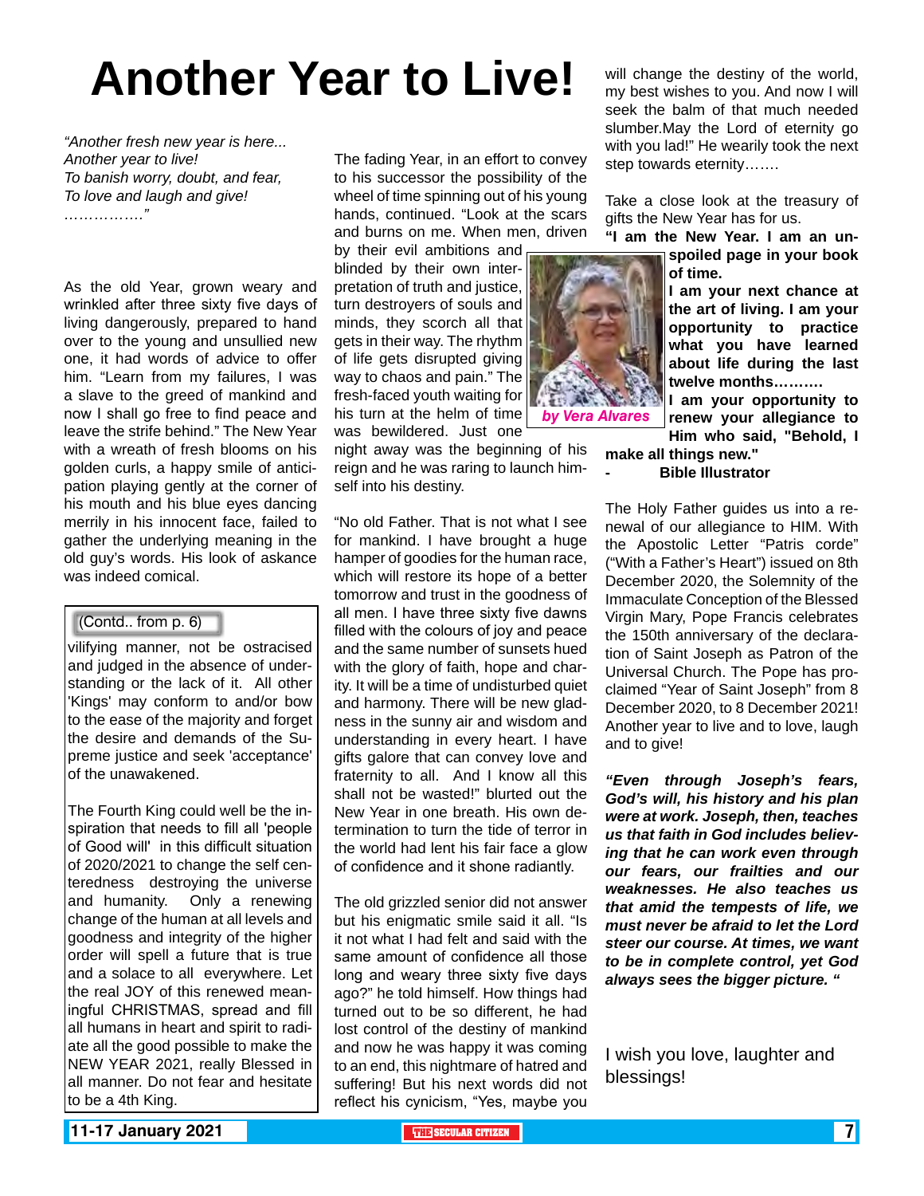# Another Year to Live!

*"Another fresh new year is here...*
*Another year to live!*
*To banish worry, doubt, and fear,*
*To love and laugh and give!*
*……………."*

As the old Year, grown weary and wrinkled after three sixty five days of living dangerously, prepared to hand over to the young and unsullied new one, it had words of advice to offer him. "Learn from my failures, I was a slave to the greed of mankind and now I shall go free to find peace and leave the strife behind." The New Year with a wreath of fresh blooms on his golden curls, a happy smile of anticipation playing gently at the corner of his mouth and his blue eyes dancing merrily in his innocent face, failed to gather the underlying meaning in the old guy's words. His look of askance was indeed comical.

The fading Year, in an effort to convey to his successor the possibility of the wheel of time spinning out of his young hands, continued. "Look at the scars and burns on me. When men, driven by their evil ambitions and blinded by their own interpretation of truth and justice, turn destroyers of souls and minds, they scorch all that gets in their way. The rhythm of life gets disrupted giving way to chaos and pain." The fresh-faced youth waiting for his turn at the helm of time was bewildered. Just one night away was the beginning of his reign and he was raring to launch himself into his destiny.

*by Vera Alvares*

"No old Father. That is not what I see for mankind. I have brought a huge hamper of goodies for the human race, which will restore its hope of a better tomorrow and trust in the goodness of all men. I have three sixty five dawns filled with the colours of joy and peace and the same number of sunsets hued with the glory of faith, hope and charity. It will be a time of undisturbed quiet and harmony. There will be new gladness in the sunny air and wisdom and understanding in every heart. I have gifts galore that can convey love and fraternity to all. And I know all this shall not be wasted!" blurted out the New Year in one breath. His own determination to turn the tide of terror in the world had lent his fair face a glow of confidence and it shone radiantly.

The old grizzled senior did not answer but his enigmatic smile said it all. "Is it not what I had felt and said with the same amount of confidence all those long and weary three sixty five days ago?" he told himself. How things had turned out to be so different, he had lost control of the destiny of mankind and now he was happy it was coming to an end, this nightmare of hatred and suffering! But his next words did not reflect his cynicism, "Yes, maybe you will change the destiny of the world, my best wishes to you. And now I will seek the balm of that much needed slumber.May the Lord of eternity go with you lad!" He wearily took the next step towards eternity…….

Take a close look at the treasury of gifts the New Year has for us.

**"I am the New Year. I am an unspoiled page in your book of time.**
**I am your next chance at the art of living. I am your opportunity to practice what you have learned about life during the last twelve months……….**
**I am your opportunity to renew your allegiance to Him who said, "Behold, I make all things new."**
**- Bible Illustrator**

The Holy Father guides us into a renewal of our allegiance to HIM. With the Apostolic Letter "Patris corde" ("With a Father's Heart") issued on 8th December 2020, the Solemnity of the Immaculate Conception of the Blessed Virgin Mary, Pope Francis celebrates the 150th anniversary of the declaration of Saint Joseph as Patron of the Universal Church. The Pope has proclaimed "Year of Saint Joseph" from 8 December 2020, to 8 December 2021! Another year to live and to love, laugh and to give!

***"Even through Joseph's fears, God's will, his history and his plan were at work. Joseph, then, teaches us that faith in God includes believing that he can work even through our fears, our frailties and our weaknesses. He also teaches us that amid the tempests of life, we must never be afraid to let the Lord steer our course. At times, we want to be in complete control, yet God always sees the bigger picture. "***

I wish you love, laughter and blessings!

---

(Contd.. from p. 6)

vilifying manner, not be ostracised and judged in the absence of understanding or the lack of it. All other 'Kings' may conform to and/or bow to the ease of the majority and forget the desire and demands of the Supreme justice and seek 'acceptance' of the unawakened.

The Fourth King could well be the inspiration that needs to fill all 'people of Good will' in this difficult situation of 2020/2021 to change the self centeredness destroying the universe and humanity. Only a renewing change of the human at all levels and goodness and integrity of the higher order will spell a future that is true and a solace to all everywhere. Let the real JOY of this renewed meaningful CHRISTMAS, spread and fill all humans in heart and spirit to radiate all the good possible to make the NEW YEAR 2021, really Blessed in all manner. Do not fear and hesitate to be a 4th King.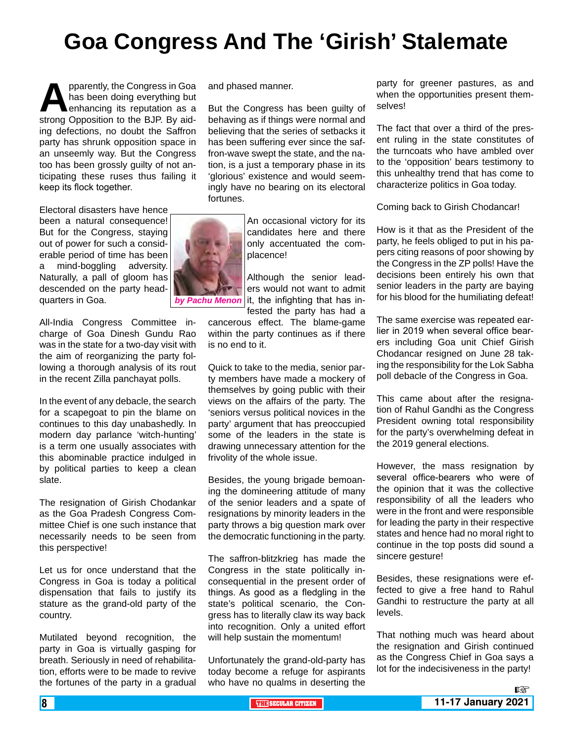# Goa Congress And The 'Girish' Stalemate

*by Pachu Menon*

Apparently, the Congress in Goa has been doing everything but enhancing its reputation as a strong Opposition to the BJP. By aiding defections, no doubt the Saffron party has shrunk opposition space in an unseemly way. But the Congress too has been grossly guilty of not anticipating these ruses thus failing it keep its flock together.

Electoral disasters have hence been a natural consequence! But for the Congress, staying out of power for such a considerable period of time has been a mind-boggling adversity. Naturally, a pall of gloom has descended on the party headquarters in Goa.

All-India Congress Committee in-charge of Goa Dinesh Gundu Rao was in the state for a two-day visit with the aim of reorganizing the party following a thorough analysis of its rout in the recent Zilla panchayat polls.

In the event of any debacle, the search for a scapegoat to pin the blame on continues to this day unabashedly. In modern day parlance 'witch-hunting' is a term one usually associates with this abominable practice indulged in by political parties to keep a clean slate.

The resignation of Girish Chodankar as the Goa Pradesh Congress Committee Chief is one such instance that necessarily needs to be seen from this perspective!

Let us for once understand that the Congress in Goa is today a political dispensation that fails to justify its stature as the grand-old party of the country.

Mutilated beyond recognition, the party in Goa is virtually gasping for breath. Seriously in need of rehabilitation, efforts were to be made to revive the fortunes of the party in a gradual and phased manner.

But the Congress has been guilty of behaving as if things were normal and believing that the series of setbacks it has been suffering ever since the saffron-wave swept the state, and the nation, is a just a temporary phase in its 'glorious' existence and would seemingly have no bearing on its electoral fortunes.

An occasional victory for its candidates here and there only accentuated the complacence!

Although the senior leaders would not want to admit it, the infighting that has infested the party has had a cancerous effect. The blame-game within the party continues as if there is no end to it.

Quick to take to the media, senior party members have made a mockery of themselves by going public with their views on the affairs of the party. The 'seniors versus political novices in the party' argument that has preoccupied some of the leaders in the state is drawing unnecessary attention for the frivolity of the whole issue.

Besides, the young brigade bemoaning the domineering attitude of many of the senior leaders and a spate of resignations by minority leaders in the party throws a big question mark over the democratic functioning in the party.

The saffron-blitzkrieg has made the Congress in the state politically inconsequential in the present order of things. As good as a fledgling in the state's political scenario, the Congress has to literally claw its way back into recognition. Only a united effort will help sustain the momentum!

Unfortunately the grand-old-party has today become a refuge for aspirants who have no qualms in deserting the party for greener pastures, as and when the opportunities present themselves!

The fact that over a third of the present ruling in the state constitutes of the turncoats who have ambled over to the 'opposition' bears testimony to this unhealthy trend that has come to characterize politics in Goa today.

Coming back to Girish Chodancar!

How is it that as the President of the party, he feels obliged to put in his papers citing reasons of poor showing by the Congress in the ZP polls! Have the decisions been entirely his own that senior leaders in the party are baying for his blood for the humiliating defeat!

The same exercise was repeated earlier in 2019 when several office bearers including Goa unit Chief Girish Chodancar resigned on June 28 taking the responsibility for the Lok Sabha poll debacle of the Congress in Goa.

This came about after the resignation of Rahul Gandhi as the Congress President owning total responsibility for the party's overwhelming defeat in the 2019 general elections.

However, the mass resignation by several office-bearers who were of the opinion that it was the collective responsibility of all the leaders who were in the front and were responsible for leading the party in their respective states and hence had no moral right to continue in the top posts did sound a sincere gesture!

Besides, these resignations were effected to give a free hand to Rahul Gandhi to restructure the party at all levels.

That nothing much was heard about the resignation and Girish continued as the Congress Chief in Goa says a lot for the indecisiveness in the party!

☞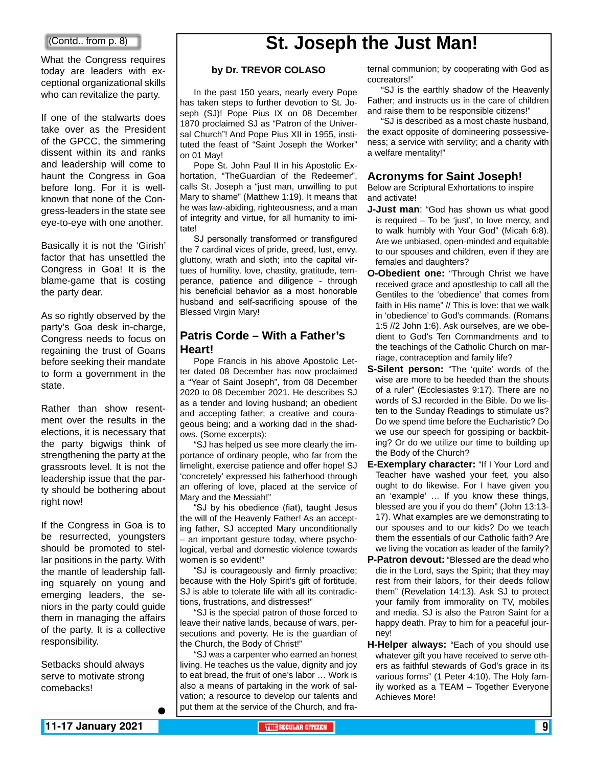(Contd.. from p. 8)

What the Congress requires today are leaders with exceptional organizational skills who can revitalize the party.

If one of the stalwarts does take over as the President of the GPCC, the simmering dissent within its and ranks and leadership will come to haunt the Congress in Goa before long. For it is well-known that none of the Congress-leaders in the state see eye-to-eye with one another.

Basically it is not the 'Girish' factor that has unsettled the Congress in Goa! It is the blame-game that is costing the party dear.

As so rightly observed by the party's Goa desk in-charge, Congress needs to focus on regaining the trust of Goans before seeking their mandate to form a government in the state.

Rather than show resentment over the results in the elections, it is necessary that the party bigwigs think of strengthening the party at the grassroots level. It is not the leadership issue that the party should be bothering about right now!

If the Congress in Goa is to be resurrected, youngsters should be promoted to stellar positions in the party. With the mantle of leadership falling squarely on young and emerging leaders, the seniors in the party could guide them in managing the affairs of the party. It is a collective responsibility.

Setbacks should always serve to motivate strong comebacks!

# St. Joseph the Just Man!

**by Dr. TREVOR COLASO**

In the past 150 years, nearly every Pope has taken steps to further devotion to St. Joseph (SJ)! Pope Pius IX on 08 December 1870 proclaimed SJ as "Patron of the Universal Church"! And Pope Pius XII in 1955, instituted the feast of "Saint Joseph the Worker" on 01 May!

Pope St. John Paul II in his Apostolic Exhortation, "TheGuardian of the Redeemer", calls St. Joseph a "just man, unwilling to put Mary to shame" (Matthew 1:19). It means that he was law-abiding, righteousness, and a man of integrity and virtue, for all humanity to imitate!

SJ personally transformed or transfigured the 7 cardinal vices of pride, greed, lust, envy, gluttony, wrath and sloth; into the capital virtues of humility, love, chastity, gratitude, temperance, patience and diligence - through his beneficial behavior as a most honorable husband and self-sacrificing spouse of the Blessed Virgin Mary!

## Patris Corde – With a Father's Heart!

Pope Francis in his above Apostolic Letter dated 08 December has now proclaimed a "Year of Saint Joseph", from 08 December 2020 to 08 December 2021. He describes SJ as a tender and loving husband; an obedient and accepting father; a creative and courageous being; and a working dad in the shadows. (Some excerpts):

"SJ has helped us see more clearly the importance of ordinary people, who far from the limelight, exercise patience and offer hope! SJ 'concretely' expressed his fatherhood through an offering of love, placed at the service of Mary and the Messiah!"

"SJ by his obedience (fiat), taught Jesus the will of the Heavenly Father! As an accepting father, SJ accepted Mary unconditionally – an important gesture today, where psychological, verbal and domestic violence towards women is so evident!"

"SJ is courageously and firmly proactive; because with the Holy Spirit's gift of fortitude, SJ is able to tolerate life with all its contradictions, frustrations, and distresses!"

"SJ is the special patron of those forced to leave their native lands, because of wars, persecutions and poverty. He is the guardian of the Church, the Body of Christ!"

"SJ was a carpenter who earned an honest living. He teaches us the value, dignity and joy to eat bread, the fruit of one's labor … Work is also a means of partaking in the work of salvation; a resource to develop our talents and put them at the service of the Church, and fraternal communion; by cooperating with God as cocreators!"

"SJ is the earthly shadow of the Heavenly Father; and instructs us in the care of children and raise them to be responsible citizens!"

"SJ is described as a most chaste husband, the exact opposite of domineering possessiveness; a service with servility; and a charity with a welfare mentality!"

## Acronyms for Saint Joseph!

Below are Scriptural Exhortations to inspire and activate!

**J-Just man**: "God has shown us what good is required – To be 'just', to love mercy, and to walk humbly with Your God" (Micah 6:8). Are we unbiased, open-minded and equitable to our spouses and children, even if they are females and daughters?

**O-Obedient one:** "Through Christ we have received grace and apostleship to call all the Gentiles to the 'obedience' that comes from faith in His name" // This is love: that we walk in 'obedience' to God's commands. (Romans 1:5 //2 John 1:6). Ask ourselves, are we obedient to God's Ten Commandments and to the teachings of the Catholic Church on marriage, contraception and family life?

**S-Silent person:** "The 'quite' words of the wise are more to be heeded than the shouts of a ruler" (Ecclesiastes 9:17). There are no words of SJ recorded in the Bible. Do we listen to the Sunday Readings to stimulate us? Do we spend time before the Eucharistic? Do we use our speech for gossiping or backbiting? Or do we utilize our time to building up the Body of the Church?

**E-Exemplary character:** "If I Your Lord and Teacher have washed your feet, you also ought to do likewise. For I have given you an 'example' … If you know these things, blessed are you if you do them" (John 13:13-17). What examples are we demonstrating to our spouses and to our kids? Do we teach them the essentials of our Catholic faith? Are we living the vocation as leader of the family?

**P-Patron devout:** "Blessed are the dead who die in the Lord, says the Spirit; that they may rest from their labors, for their deeds follow them" (Revelation 14:13). Ask SJ to protect your family from immorality on TV, mobiles and media. SJ is also the Patron Saint for a happy death. Pray to him for a peaceful journey!

**H-Helper always:** "Each of you should use whatever gift you have received to serve others as faithful stewards of God's grace in its various forms" (1 Peter 4:10). The Holy family worked as a TEAM – Together Everyone Achieves More!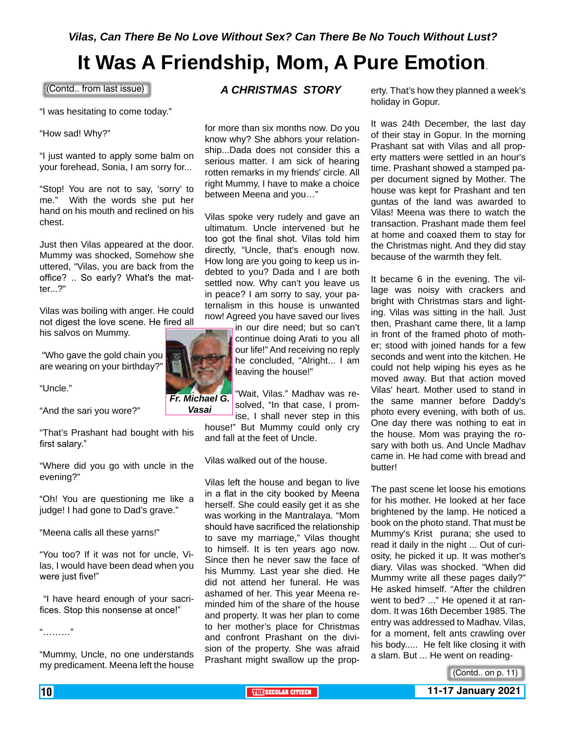*Vilas, Can There Be No Love Without Sex? Can There Be No Touch Without Lust?*

# It Was A Friendship, Mom, A Pure Emotion.

*A CHRISTMAS STORY*

(Contd.. from last issue)

"I was hesitating to come today."

"How sad! Why?"

"I just wanted to apply some balm on your forehead, Sonia, I am sorry for...

"Stop! You are not to say, 'sorry' to me." With the words she put her hand on his mouth and reclined on his chest.

Just then Vilas appeared at the door. Mummy was shocked, Somehow she uttered, "Vilas, you are back from the office? .. So early? What's the matter...?"

Vilas was boiling with anger. He could not digest the love scene. He fired all his salvos on Mummy.

"Who gave the gold chain you are wearing on your birthday?"

"Uncle."

"And the sari you wore?"

"That's Prashant had bought with his first salary."

"Where did you go with uncle in the evening?"

"Oh! You are questioning me like a judge! I had gone to Dad's grave."

"Meena calls all these yarns!"

"You too? If it was not for uncle, Vilas, I would have been dead when you were just five!"

"I have heard enough of your sacrifices. Stop this nonsense at once!"

"………"

"Mummy, Uncle, no one understands my predicament. Meena left the house for more than six months now. Do you know why? She abhors your relationship...Dada does not consider this a serious matter. I am sick of hearing rotten remarks in my friends' circle. All right Mummy, I have to make a choice between Meena and you…"

Vilas spoke very rudely and gave an ultimatum. Uncle intervened but he too got the final shot. Vilas told him directly, "Uncle, that's enough now. How long are you going to keep us indebted to you? Dada and I are both settled now. Why can't you leave us in peace? I am sorry to say, your paternalism in this house is unwanted now! Agreed you have saved our lives in our dire need; but so can't continue doing Arati to you all our life!" And receiving no reply he concluded, "Alright... I am leaving the house!"

**Fr. Michael G. Vasai**

"Wait, Vilas." Madhav was resolved, "In that case, I promise, I shall never step in this house!" But Mummy could only cry and fall at the feet of Uncle.

Vilas walked out of the house.

Vilas left the house and began to live in a flat in the city booked by Meena herself. She could easily get it as she was working in the Mantralaya. "Mom should have sacrificed the relationship to save my marriage," Vilas thought to himself. It is ten years ago now. Since then he never saw the face of his Mummy. Last year she died. He did not attend her funeral. He was ashamed of her. This year Meena reminded him of the share of the house and property. It was her plan to come to her mother's place for Christmas and confront Prashant on the division of the property. She was afraid Prashant might swallow up the property. That's how they planned a week's holiday in Gopur.

It was 24th December, the last day of their stay in Gopur. In the morning Prashant sat with Vilas and all property matters were settled in an hour's time. Prashant showed a stamped paper document signed by Mother. The house was kept for Prashant and ten guntas of the land was awarded to Vilas! Meena was there to watch the transaction. Prashant made them feel at home and coaxed them to stay for the Christmas night. And they did stay because of the warmth they felt.

It became 6 in the evening. The village was noisy with crackers and bright with Christmas stars and lighting. Vilas was sitting in the hall. Just then, Prashant came there, lit a lamp in front of the framed photo of mother; stood with joined hands for a few seconds and went into the kitchen. He could not help wiping his eyes as he moved away. But that action moved Vilas' heart. Mother used to stand in the same manner before Daddy's photo every evening, with both of us. One day there was nothing to eat in the house. Mom was praying the rosary with both us. And Uncle Madhav came in. He had come with bread and butter!

The past scene let loose his emotions for his mother. He looked at her face brightened by the lamp. He noticed a book on the photo stand. That must be Mummy's Krist purana; she used to read it daily in the night ... Out of curiosity, he picked it up. It was mother's diary. Vilas was shocked. "When did Mummy write all these pages daily?" He asked himself. "After the children went to bed? ..." He opened it at random. It was 16th December 1985. The entry was addressed to Madhav. Vilas, for a moment, felt ants crawling over his body..... He felt like closing it with a slam. But ... He went on reading-

(Contd.. on p. 11)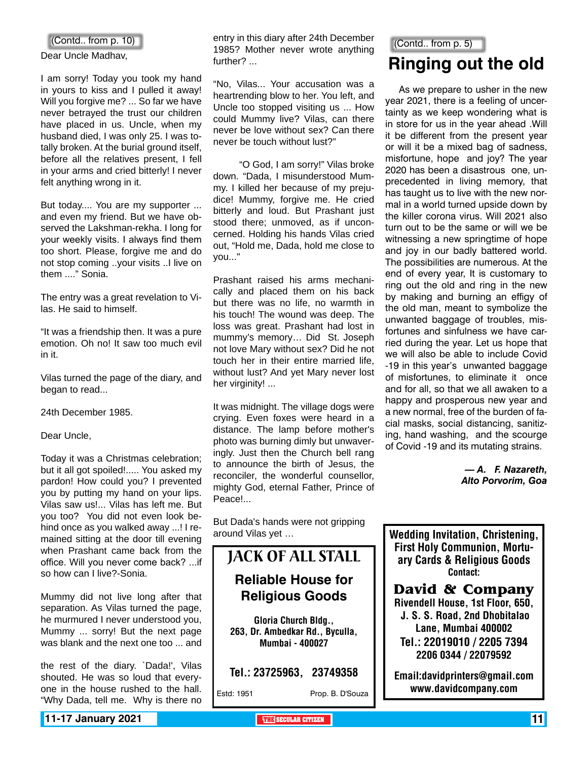(Contd.. from p. 10)

Dear Uncle Madhav,

I am sorry! Today you took my hand in yours to kiss and I pulled it away! Will you forgive me? ... So far we have never betrayed the trust our children have placed in us. Uncle, when my husband died, I was only 25. I was totally broken. At the burial ground itself, before all the relatives present, I fell in your arms and cried bitterly! I never felt anything wrong in it.

But today.... You are my supporter ... and even my friend. But we have observed the Lakshman-rekha. I long for your weekly visits. I always find them too short. Please, forgive me and do not stop coming ..your visits ..I live on them ...." Sonia.

The entry was a great revelation to Vilas. He said to himself.

"It was a friendship then. It was a pure emotion. Oh no! It saw too much evil in it.

Vilas turned the page of the diary, and began to read...

24th December 1985.

Dear Uncle,

Today it was a Christmas celebration; but it all got spoiled!..... You asked my pardon! How could you? I prevented you by putting my hand on your lips. Vilas saw us!... Vilas has left me. But you too? You did not even look behind once as you walked away ...! I remained sitting at the door till evening when Prashant came back from the office. Will you never come back? ...if so how can I live?-Sonia.

Mummy did not live long after that separation. As Vilas turned the page, he murmured I never understood you, Mummy ... sorry! But the next page was blank and the next one too ... and

the rest of the diary. `Dada!', Vilas shouted. He was so loud that everyone in the house rushed to the hall. "Why Dada, tell me. Why is there no entry in this diary after 24th December 1985? Mother never wrote anything further? ...

"No, Vilas... Your accusation was a heartrending blow to her. You left, and Uncle too stopped visiting us ... How could Mummy live? Vilas, can there never be love without sex? Can there never be touch without lust?"

"O God, I am sorry!" Vilas broke down. "Dada, I misunderstood Mummy. I killed her because of my prejudice! Mummy, forgive me. He cried bitterly and loud. But Prashant just stood there; unmoved, as if unconcerned. Holding his hands Vilas cried out, "Hold me, Dada, hold me close to you..."

Prashant raised his arms mechanically and placed them on his back but there was no life, no warmth in his touch! The wound was deep. The loss was great. Prashant had lost in mummy's memory… Did St. Joseph not love Mary without sex? Did he not touch her in their entire married life, without lust? And yet Mary never lost her virginity! ...

It was midnight. The village dogs were crying. Even foxes were heard in a distance. The lamp before mother's photo was burning dimly but unwaveringly. Just then the Church bell rang to announce the birth of Jesus, the reconciler, the wonderful counsellor, mighty God, eternal Father, Prince of Peace!...

But Dada's hands were not gripping around Vilas yet …

---

**JACK OF ALL STALL**

**Reliable House for Religious Goods**

**Gloria Church Bldg., 263, Dr. Ambedkar Rd., Byculla, Mumbai - 400027**

**Tel.: 23725963, 23749358**

Estd: 1951 Prop. B. D'Souza

---

(Contd.. from p. 5)

# Ringing out the old

As we prepare to usher in the new year 2021, there is a feeling of uncertainty as we keep wondering what is in store for us in the year ahead .Will it be different from the present year or will it be a mixed bag of sadness, misfortune, hope and joy? The year 2020 has been a disastrous one, unprecedented in living memory, that has taught us to live with the new normal in a world turned upside down by the killer corona virus. Will 2021 also turn out to be the same or will we be witnessing a new springtime of hope and joy in our badly battered world. The possibilities are numerous. At the end of every year, It is customary to ring out the old and ring in the new by making and burning an effigy of the old man, meant to symbolize the unwanted baggage of troubles, misfortunes and sinfulness we have carried during the year. Let us hope that we will also be able to include Covid -19 in this year's unwanted baggage of misfortunes, to eliminate it once and for all, so that we all awaken to a happy and prosperous new year and a new normal, free of the burden of facial masks, social distancing, sanitizing, hand washing, and the scourge of Covid -19 and its mutating strains.

***— A. F. Nazareth, Alto Porvorim, Goa***

---

**Wedding Invitation, Christening, First Holy Communion, Mortuary Cards & Religious Goods**

**Contact:**

**David & Company**

**Rivendell House, 1st Floor, 650, J. S. S. Road, 2nd Dhobitalao Lane, Mumbai 400002**

**Tel.: 22019010 / 2205 7394 2206 0344 / 22079592**

**Email:davidprinters@gmail.com**

**www.davidcompany.com**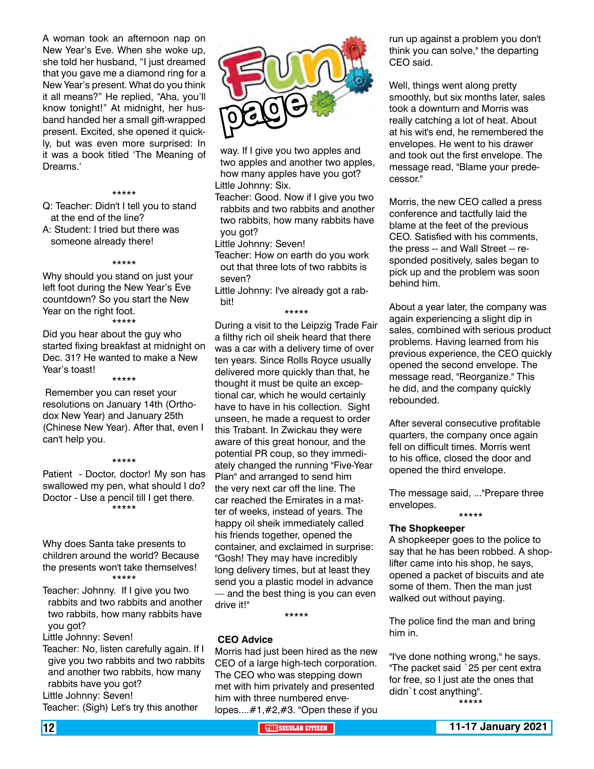# Fun page

A woman took an afternoon nap on New Year's Eve. When she woke up, she told her husband, "I just dreamed that you gave me a diamond ring for a New Year's present. What do you think it all means?" He replied, "Aha, you'll know tonight!" At midnight, her husband handed her a small gift-wrapped present. Excited, she opened it quickly, but was even more surprised: In it was a book titled 'The Meaning of Dreams.'

*****

Q: Teacher: Didn't I tell you to stand at the end of the line?

A: Student: I tried but there was someone already there!

*****

Why should you stand on just your left foot during the New Year's Eve countdown? So you start the New Year on the right foot.

*****

Did you hear about the guy who started fixing breakfast at midnight on Dec. 31? He wanted to make a New Year's toast!

*****

Remember you can reset your resolutions on January 14th (Orthodox New Year) and January 25th (Chinese New Year). After that, even I can't help you.

*****

Patient - Doctor, doctor! My son has swallowed my pen, what should I do?
Doctor - Use a pencil till I get there.

*****

Why does Santa take presents to children around the world? Because the presents won't take themselves!

*****

Teacher: Johnny. If I give you two rabbits and two rabbits and another two rabbits, how many rabbits have you got?

Little Johnny: Seven!

Teacher: No, listen carefully again. If I give you two rabbits and two rabbits and another two rabbits, how many rabbits have you got?

Little Johnny: Seven!

Teacher: (Sigh) Let's try this another way. If I give you two apples and two apples and another two apples, how many apples have you got?

Little Johnny: Six.

Teacher: Good. Now if I give you two rabbits and two rabbits and another two rabbits, how many rabbits have you got?

Little Johnny: Seven!

Teacher: How on earth do you work out that three lots of two rabbits is seven?

Little Johnny: I've already got a rabbit!

*****

During a visit to the Leipzig Trade Fair a filthy rich oil sheik heard that there was a car with a delivery time of over ten years. Since Rolls Royce usually delivered more quickly than that, he thought it must be quite an exceptional car, which he would certainly have to have in his collection. Sight unseen, he made a request to order this Trabant. In Zwickau they were aware of this great honour, and the potential PR coup, so they immediately changed the running "Five-Year Plan" and arranged to send him the very next car off the line. The car reached the Emirates in a matter of weeks, instead of years. The happy oil sheik immediately called his friends together, opened the container, and exclaimed in surprise: "Gosh! They may have incredibly long delivery times, but at least they send you a plastic model in advance — and the best thing is you can even drive it!"

*****

**CEO Advice**

Morris had just been hired as the new CEO of a large high-tech corporation. The CEO who was stepping down met with him privately and presented him with three numbered envelopes....#1,#2,#3. "Open these if you run up against a problem you don't think you can solve," the departing CEO said.

Well, things went along pretty smoothly, but six months later, sales took a downturn and Morris was really catching a lot of heat. About at his wit's end, he remembered the envelopes. He went to his drawer and took out the first envelope. The message read, "Blame your predecessor."

Morris, the new CEO called a press conference and tactfully laid the blame at the feet of the previous CEO. Satisfied with his comments, the press -- and Wall Street -- responded positively, sales began to pick up and the problem was soon behind him.

About a year later, the company was again experiencing a slight dip in sales, combined with serious product problems. Having learned from his previous experience, the CEO quickly opened the second envelope. The message read, "Reorganize." This he did, and the company quickly rebounded.

After several consecutive profitable quarters, the company once again fell on difficult times. Morris went to his office, closed the door and opened the third envelope.

The message said, ..."Prepare three envelopes.

*****

**The Shopkeeper**

A shopkeeper goes to the police to say that he has been robbed. A shoplifter came into his shop, he says, opened a packet of biscuits and ate some of them. Then the man just walked out without paying.

The police find the man and bring him in.

"I've done nothing wrong," he says. "The packet said `25 per cent extra for free, so I just ate the ones that didn`t cost anything".

*****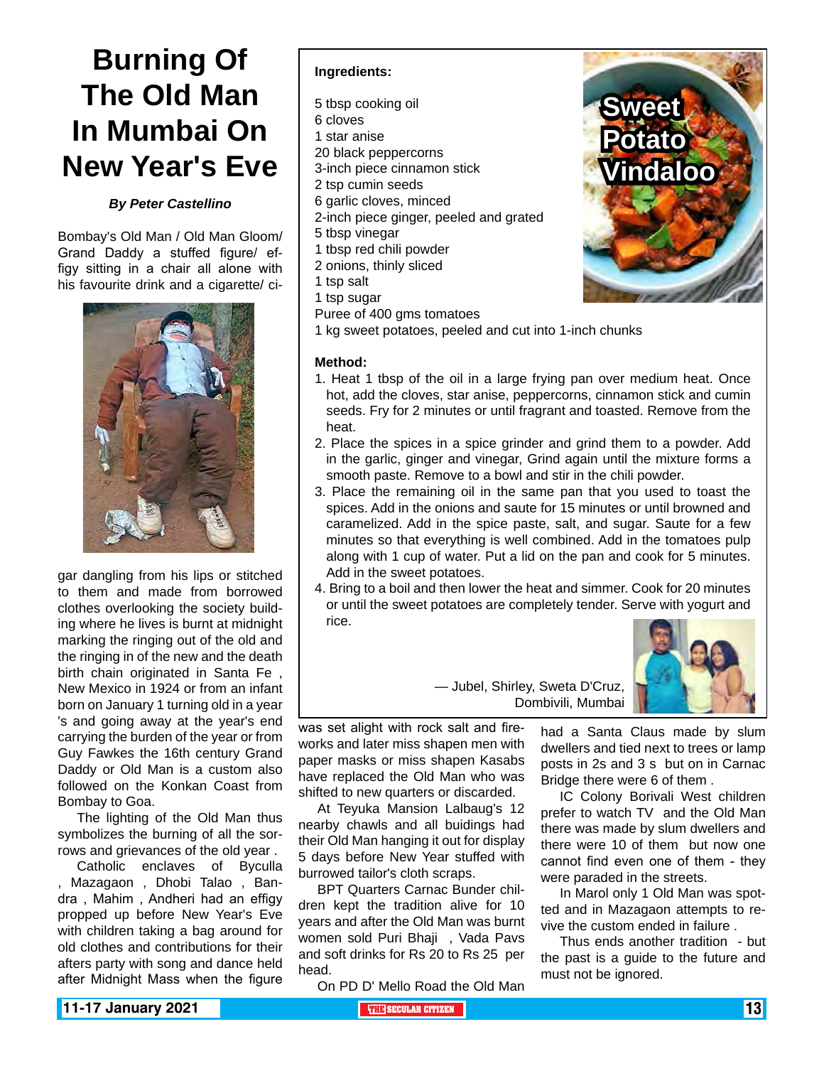# Burning Of The Old Man In Mumbai On New Year's Eve

***By Peter Castellino***

Bombay's Old Man / Old Man Gloom/ Grand Daddy a stuffed figure/ effigy sitting in a chair all alone with his favourite drink and a cigarette/ cigar dangling from his lips or stitched to them and made from borrowed clothes overlooking the society building where he lives is burnt at midnight marking the ringing out of the old and the ringing in of the new and the death birth chain originated in Santa Fe , New Mexico in 1924 or from an infant born on January 1 turning old in a year 's and going away at the year's end carrying the burden of the year or from Guy Fawkes the 16th century Grand Daddy or Old Man is a custom also followed on the Konkan Coast from Bombay to Goa.

The lighting of the Old Man thus symbolizes the burning of all the sorrows and grievances of the old year .

Catholic enclaves of Byculla , Mazagaon , Dhobi Talao , Bandra , Mahim , Andheri had an effigy propped up before New Year's Eve with children taking a bag around for old clothes and contributions for their afters party with song and dance held after Midnight Mass when the figure was set alight with rock salt and fireworks and later miss shapen men with paper masks or miss shapen Kasabs have replaced the Old Man who was shifted to new quarters or discarded.

At Teyuka Mansion Lalbaug's 12 nearby chawls and all buidings had their Old Man hanging it out for display 5 days before New Year stuffed with burrowed tailor's cloth scraps.

BPT Quarters Carnac Bunder children kept the tradition alive for 10 years and after the Old Man was burnt women sold Puri Bhaji , Vada Pavs and soft drinks for Rs 20 to Rs 25 per head.

On PD D' Mello Road the Old Man had a Santa Claus made by slum dwellers and tied next to trees or lamp posts in 2s and 3 s but on in Carnac Bridge there were 6 of them .

IC Colony Borivali West children prefer to watch TV and the Old Man there was made by slum dwellers and there were 10 of them but now one cannot find even one of them - they were paraded in the streets.

In Marol only 1 Old Man was spotted and in Mazagaon attempts to revive the custom ended in failure .

Thus ends another tradition - but the past is a guide to the future and must not be ignored.

---

## Sweet Potato Vindaloo

**Ingredients:**

5 tbsp cooking oil
6 cloves
1 star anise
20 black peppercorns
3-inch piece cinnamon stick
2 tsp cumin seeds
6 garlic cloves, minced
2-inch piece ginger, peeled and grated
5 tbsp vinegar
1 tbsp red chili powder
2 onions, thinly sliced
1 tsp salt
1 tsp sugar
Puree of 400 gms tomatoes
1 kg sweet potatoes, peeled and cut into 1-inch chunks

**Method:**

1. Heat 1 tbsp of the oil in a large frying pan over medium heat. Once hot, add the cloves, star anise, peppercorns, cinnamon stick and cumin seeds. Fry for 2 minutes or until fragrant and toasted. Remove from the heat.
2. Place the spices in a spice grinder and grind them to a powder. Add in the garlic, ginger and vinegar, Grind again until the mixture forms a smooth paste. Remove to a bowl and stir in the chili powder.
3. Place the remaining oil in the same pan that you used to toast the spices. Add in the onions and saute for 15 minutes or until browned and caramelized. Add in the spice paste, salt, and sugar. Saute for a few minutes so that everything is well combined. Add in the tomatoes pulp along with 1 cup of water. Put a lid on the pan and cook for 5 minutes. Add in the sweet potatoes.
4. Bring to a boil and then lower the heat and simmer. Cook for 20 minutes or until the sweet potatoes are completely tender. Serve with yogurt and rice.

— Jubel, Shirley, Sweta D'Cruz,
Dombivili, Mumbai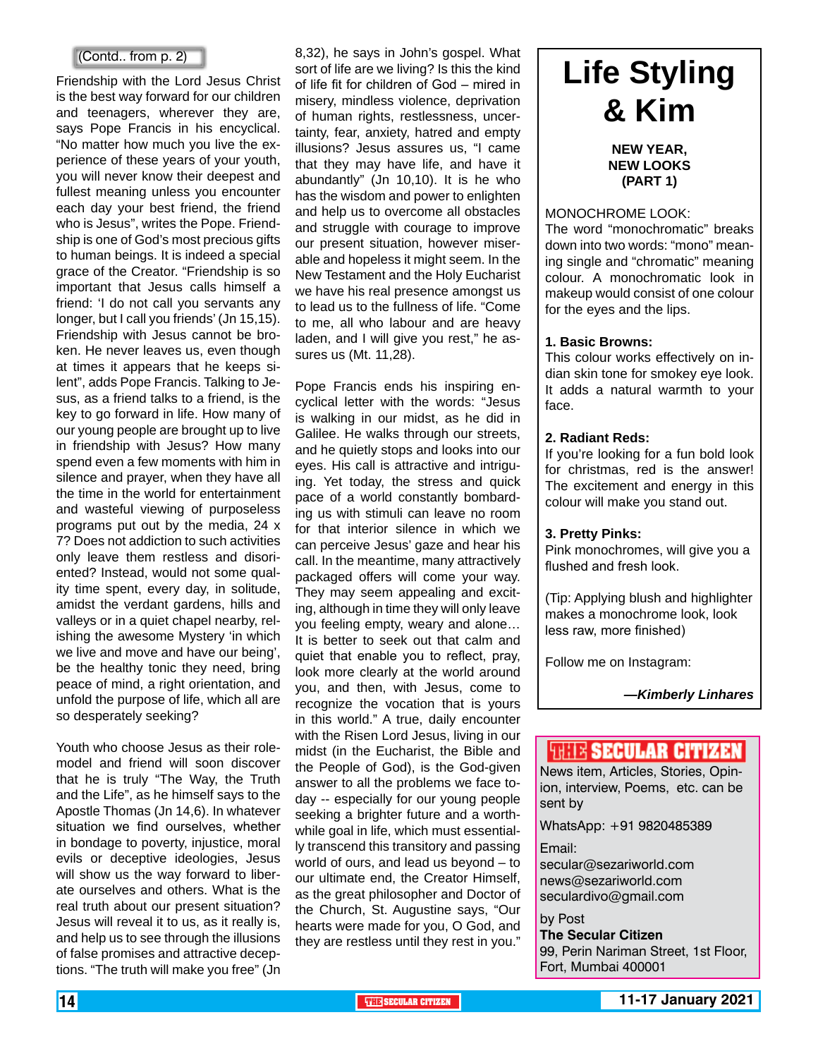(Contd.. from p. 2)

Friendship with the Lord Jesus Christ is the best way forward for our children and teenagers, wherever they are, says Pope Francis in his encyclical. "No matter how much you live the experience of these years of your youth, you will never know their deepest and fullest meaning unless you encounter each day your best friend, the friend who is Jesus", writes the Pope. Friendship is one of God's most precious gifts to human beings. It is indeed a special grace of the Creator. "Friendship is so important that Jesus calls himself a friend: 'I do not call you servants any longer, but I call you friends' (Jn 15,15). Friendship with Jesus cannot be broken. He never leaves us, even though at times it appears that he keeps silent", adds Pope Francis. Talking to Jesus, as a friend talks to a friend, is the key to go forward in life. How many of our young people are brought up to live in friendship with Jesus? How many spend even a few moments with him in silence and prayer, when they have all the time in the world for entertainment and wasteful viewing of purposeless programs put out by the media, 24 x 7? Does not addiction to such activities only leave them restless and disoriented? Instead, would not some quality time spent, every day, in solitude, amidst the verdant gardens, hills and valleys or in a quiet chapel nearby, relishing the awesome Mystery 'in which we live and move and have our being', be the healthy tonic they need, bring peace of mind, a right orientation, and unfold the purpose of life, which all are so desperately seeking?

Youth who choose Jesus as their role-model and friend will soon discover that he is truly "The Way, the Truth and the Life", as he himself says to the Apostle Thomas (Jn 14,6). In whatever situation we find ourselves, whether in bondage to poverty, injustice, moral evils or deceptive ideologies, Jesus will show us the way forward to liberate ourselves and others. What is the real truth about our present situation? Jesus will reveal it to us, as it really is, and help us to see through the illusions of false promises and attractive deceptions. "The truth will make you free" (Jn 8,32), he says in John's gospel. What sort of life are we living? Is this the kind of life fit for children of God – mired in misery, mindless violence, deprivation of human rights, restlessness, uncertainty, fear, anxiety, hatred and empty illusions? Jesus assures us, "I came that they may have life, and have it abundantly" (Jn 10,10). It is he who has the wisdom and power to enlighten and help us to overcome all obstacles and struggle with courage to improve our present situation, however miserable and hopeless it might seem. In the New Testament and the Holy Eucharist we have his real presence amongst us to lead us to the fullness of life. "Come to me, all who labour and are heavy laden, and I will give you rest," he assures us (Mt. 11,28).

Pope Francis ends his inspiring encyclical letter with the words: "Jesus is walking in our midst, as he did in Galilee. He walks through our streets, and he quietly stops and looks into our eyes. His call is attractive and intriguing. Yet today, the stress and quick pace of a world constantly bombarding us with stimuli can leave no room for that interior silence in which we can perceive Jesus' gaze and hear his call. In the meantime, many attractively packaged offers will come your way. They may seem appealing and exciting, although in time they will only leave you feeling empty, weary and alone… It is better to seek out that calm and quiet that enable you to reflect, pray, look more clearly at the world around you, and then, with Jesus, come to recognize the vocation that is yours in this world." A true, daily encounter with the Risen Lord Jesus, living in our midst (in the Eucharist, the Bible and the People of God), is the God-given answer to all the problems we face today -- especially for our young people seeking a brighter future and a worthwhile goal in life, which must essentially transcend this transitory and passing world of ours, and lead us beyond – to our ultimate end, the Creator Himself, as the great philosopher and Doctor of the Church, St. Augustine says, "Our hearts were made for you, O God, and they are restless until they rest in you."

# Life Styling & Kim

**NEW YEAR, NEW LOOKS (PART 1)**

MONOCHROME LOOK:
The word "monochromatic" breaks down into two words: "mono" meaning single and "chromatic" meaning colour. A monochromatic look in makeup would consist of one colour for the eyes and the lips.

**1. Basic Browns:**
This colour works effectively on indian skin tone for smokey eye look. It adds a natural warmth to your face.

**2. Radiant Reds:**
If you're looking for a fun bold look for christmas, red is the answer! The excitement and energy in this colour will make you stand out.

**3. Pretty Pinks:**
Pink monochromes, will give you a flushed and fresh look.

(Tip: Applying blush and highlighter makes a monochrome look, look less raw, more finished)

Follow me on Instagram:

***—Kimberly Linhares***

**THE SECULAR CITIZEN**

News item, Articles, Stories, Opinion, interview, Poems, etc. can be sent by

WhatsApp: +91 9820485389

Email:
secular@sezariworld.com
news@sezariworld.com
seculardivo@gmail.com

by Post
**The Secular Citizen**
99, Perin Nariman Street, 1st Floor,
Fort, Mumbai 400001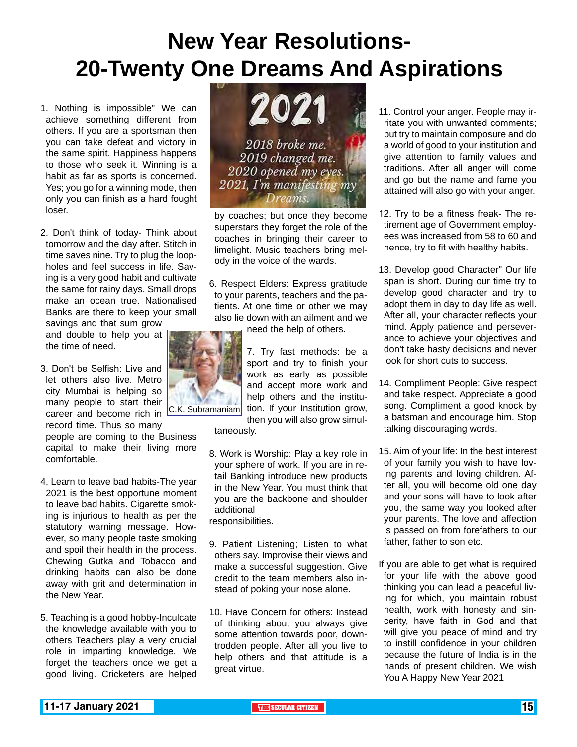# New Year Resolutions-
# 20-Twenty One Dreams And Aspirations

1. Nothing is impossible" We can achieve something different from others. If you are a sportsman then you can take defeat and victory in the same spirit. Happiness happens to those who seek it. Winning is a habit as far as sports is concerned. Yes; you go for a winning mode, then only you can finish as a hard fought loser.

2. Don't think of today- Think about tomorrow and the day after. Stitch in time saves nine. Try to plug the loop-holes and feel success in life. Saving is a very good habit and cultivate the same for rainy days. Small drops make an ocean true. Nationalised Banks are there to keep your small savings and that sum grow and double to help you at the time of need.

3. Don't be Selfish: Live and let others also live. Metro city Mumbai is helping so many people to start their career and become rich in record time. Thus so many people are coming to the Business capital to make their living more comfortable.

4, Learn to leave bad habits-The year 2021 is the best opportune moment to leave bad habits. Cigarette smoking is injurious to health as per the statutory warning message. However, so many people taste smoking and spoil their health in the process. Chewing Gutka and Tobacco and drinking habits can also be done away with grit and determination in the New Year.

5. Teaching is a good hobby-Inculcate the knowledge available with you to others Teachers play a very crucial role in imparting knowledge. We forget the teachers once we get a good living. Cricketers are helped by coaches; but once they become superstars they forget the role of the coaches in bringing their career to limelight. Music teachers bring melody in the voice of the wards.

6. Respect Elders: Express gratitude to your parents, teachers and the patients. At one time or other we may also lie down with an ailment and we need the help of others.

C.K. Subramaniam

7. Try fast methods: be a sport and try to finish your work as early as possible and accept more work and help others and the institution. If your Institution grow, then you will also grow simultaneously.

8. Work is Worship: Play a key role in your sphere of work. If you are in retail Banking introduce new products in the New Year. You must think that you are the backbone and shoulder additional responsibilities.

9. Patient Listening; Listen to what others say. Improvise their views and make a successful suggestion. Give credit to the team members also instead of poking your nose alone.

10. Have Concern for others: Instead of thinking about you always give some attention towards poor, downtrodden people. After all you live to help others and that attitude is a great virtue.

11. Control your anger. People may irritate you with unwanted comments; but try to maintain composure and do a world of good to your institution and give attention to family values and traditions. After all anger will come and go but the name and fame you attained will also go with your anger.

12. Try to be a fitness freak- The retirement age of Government employees was increased from 58 to 60 and hence, try to fit with healthy habits.

13. Develop good Character" Our life span is short. During our time try to develop good character and try to adopt them in day to day life as well. After all, your character reflects your mind. Apply patience and perseverance to achieve your objectives and don't take hasty decisions and never look for short cuts to success.

14. Compliment People: Give respect and take respect. Appreciate a good song. Compliment a good knock by a batsman and encourage him. Stop talking discouraging words.

15. Aim of your life: In the best interest of your family you wish to have loving parents and loving children. After all, you will become old one day and your sons will have to look after you, the same way you looked after your parents. The love and affection is passed on from forefathers to our father, father to son etc.

If you are able to get what is required for your life with the above good thinking you can lead a peaceful living for which, you maintain robust health, work with honesty and sincerity, have faith in God and that will give you peace of mind and try to instill confidence in your children because the future of India is in the hands of present children. We wish You A Happy New Year 2021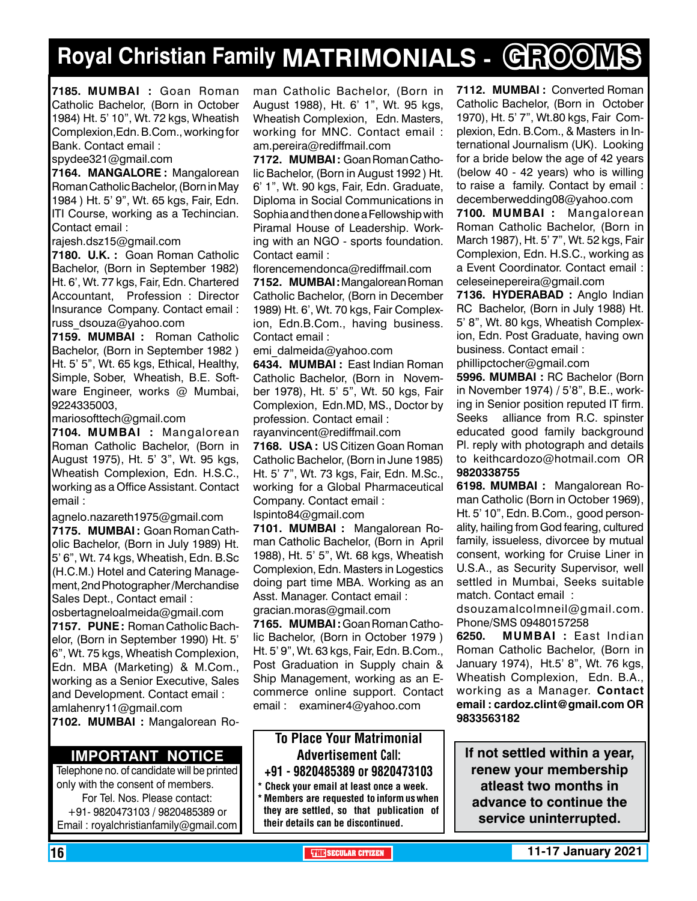# Royal Christian Family MATRIMONIALS - GROOMS

**7185. MUMBAI :** Goan Roman Catholic Bachelor, (Born in October 1984) Ht. 5' 10", Wt. 72 kgs, Wheatish Complexion,Edn. B.Com., working for Bank. Contact email : spydee321@gmail.com

**7164. MANGALORE :** Mangalorean Roman Catholic Bachelor, (Born in May 1984 ) Ht. 5' 9", Wt. 65 kgs, Fair, Edn. ITI Course, working as a Techincian. Contact email : rajesh.dsz15@gmail.com

**7180. U.K. :** Goan Roman Catholic Bachelor, (Born in September 1982) Ht. 6', Wt. 77 kgs, Fair, Edn. Chartered Accountant, Profession : Director Insurance Company. Contact email : russ_dsouza@yahoo.com

**7159. MUMBAI :** Roman Catholic Bachelor, (Born in September 1982 ) Ht. 5' 5", Wt. 65 kgs, Ethical, Healthy, Simple, Sober, Wheatish, B.E. Software Engineer, works @ Mumbai, 9224335003, mariosofttech@gmail.com

**7104. MUMBAI :** Mangalorean Roman Catholic Bachelor, (Born in August 1975), Ht. 5' 3", Wt. 95 kgs, Wheatish Complexion, Edn. H.S.C., working as a Office Assistant. Contact email : agnelo.nazareth1975@gmail.com

**7175. MUMBAI :** Goan Roman Catholic Bachelor, (Born in July 1989) Ht. 5' 6", Wt. 74 kgs, Wheatish, Edn. B.Sc (H.C.M.) Hotel and Catering Management, 2nd Photographer/Merchandise Sales Dept., Contact email : osbertagneloalmeida@gmail.com

**7157. PUNE :** Roman Catholic Bachelor, (Born in September 1990) Ht. 5' 6", Wt. 75 kgs, Wheatish Complexion, Edn. MBA (Marketing) & M.Com., working as a Senior Executive, Sales and Development. Contact email : amlahenry11@gmail.com

**7102. MUMBAI :** Mangalorean Roman Catholic Bachelor, (Born in August 1988), Ht. 6' 1", Wt. 95 kgs, Wheatish Complexion, Edn. Masters, working for MNC. Contact email : am.pereira@rediffmail.com

**7172. MUMBAI :** Goan Roman Catholic Bachelor, (Born in August 1992 ) Ht. 6' 1", Wt. 90 kgs, Fair, Edn. Graduate, Diploma in Social Communications in Sophia and then done a Fellowship with Piramal House of Leadership. Working with an NGO - sports foundation. Contact eamil : florencemendonca@rediffmail.com

**7152. MUMBAI :** Mangalorean Roman Catholic Bachelor, (Born in December 1989) Ht. 6', Wt. 70 kgs, Fair Complexion, Edn.B.Com., having business. Contact email : emi_dalmeida@yahoo.com

**6434. MUMBAI :** East Indian Roman Catholic Bachelor, (Born in November 1978), Ht. 5' 5", Wt. 50 kgs, Fair Complexion, Edn.MD, MS., Doctor by profession. Contact email : rayanvincent@rediffmail.com

**7168. USA :** US Citizen Goan Roman Catholic Bachelor, (Born in June 1985) Ht. 5' 7", Wt. 73 kgs, Fair, Edn. M.Sc., working for a Global Pharmaceutical Company. Contact email : lspinto84@gmail.com

**7101. MUMBAI :** Mangalorean Roman Catholic Bachelor, (Born in April 1988), Ht. 5' 5", Wt. 68 kgs, Wheatish Complexion, Edn. Masters in Logestics doing part time MBA. Working as an Asst. Manager. Contact email : gracian.moras@gmail.com

**7165. MUMBAI :** Goan Roman Catholic Bachelor, (Born in October 1979 ) Ht. 5' 9", Wt. 63 kgs, Fair, Edn. B.Com., Post Graduation in Supply chain & Ship Management, working as an E-commerce online support. Contact email : examiner4@yahoo.com

**7112. MUMBAI :** Converted Roman Catholic Bachelor, (Born in October 1970), Ht. 5' 7", Wt.80 kgs, Fair Complexion, Edn. B.Com., & Masters in International Journalism (UK). Looking for a bride below the age of 42 years (below 40 - 42 years) who is willing to raise a family. Contact by email : decemberwedding08@yahoo.com

**7100. MUMBAI :** Mangalorean Roman Catholic Bachelor, (Born in March 1987), Ht. 5' 7", Wt. 52 kgs, Fair Complexion, Edn. H.S.C., working as a Event Coordinator. Contact email : celeseinepereira@gmail.com

**7136. HYDERABAD :** Anglo Indian RC Bachelor, (Born in July 1988) Ht. 5' 8", Wt. 80 kgs, Wheatish Complexion, Edn. Post Graduate, having own business. Contact email : phillipctocher@gmail.com

**5996. MUMBAI :** RC Bachelor (Born in November 1974) / 5'8", B.E., working in Senior position reputed IT firm. Seeks alliance from R.C. spinster educated good family background Pl. reply with photograph and details to keithcardozo@hotmail.com OR **9820338755**

**6198. MUMBAI :** Mangalorean Roman Catholic (Born in October 1969), Ht. 5' 10", Edn. B.Com., good personality, hailing from God fearing, cultured family, issueless, divorcee by mutual consent, working for Cruise Liner in U.S.A., as Security Supervisor, well settled in Mumbai, Seeks suitable match. Contact email : dsouzamalcolmneil@gmail.com. Phone/SMS 09480157258

**6250. MUMBAI :** East Indian Roman Catholic Bachelor, (Born in January 1974), Ht.5' 8", Wt. 76 kgs, Wheatish Complexion, Edn. B.A., working as a Manager. **Contact email : cardoz.clint@gmail.com OR 9833563182**

## IMPORTANT NOTICE

Telephone no. of candidate will be printed only with the consent of members.
For Tel. Nos. Please contact:
+91- 9820473103 / 9820485389 or
Email : royalchristianfamily@gmail.com

**To Place Your Matrimonial Advertisement Call:**
**+91 - 9820485389 or 9820473103**

- **Check your email at least once a week.**
- **Members are requested to inform us when they are settled, so that publication of their details can be discontinued.**

**If not settled within a year, renew your membership atleast two months in advance to continue the service uninterrupted.**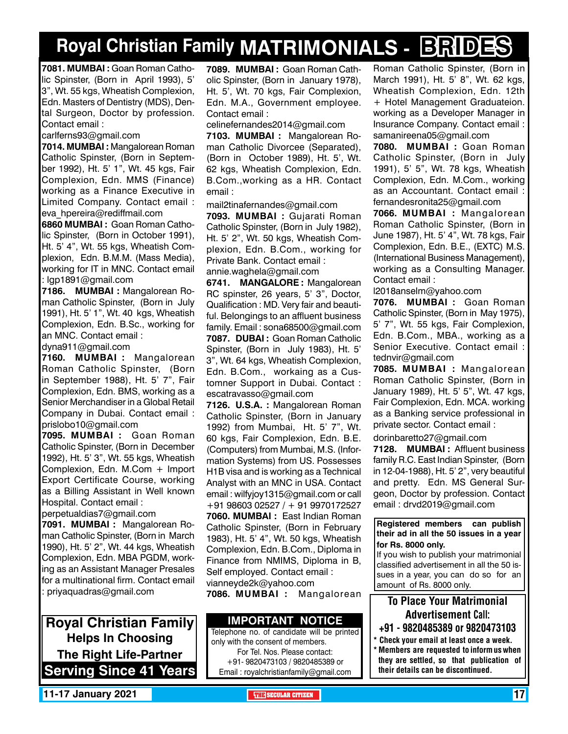# Royal Christian Family MATRIMONIALS - BRIDES

**7081. MUMBAI :** Goan Roman Catholic Spinster, (Born in April 1993), 5' 3", Wt. 55 kgs, Wheatish Complexion, Edn. Masters of Dentistry (MDS), Dental Surgeon, Doctor by profession. Contact email : carlferns93@gmail.com

**7014. MUMBAI :** Mangalorean Roman Catholic Spinster, (Born in September 1992), Ht. 5' 1", Wt. 45 kgs, Fair Complexion, Edn. MMS (Finance) working as a Finance Executive in Limited Company. Contact email : eva_hpereira@rediffmail.com

**6860 MUMBAI :** Goan Roman Catholic Spinster, (Born in October 1991), Ht. 5' 4", Wt. 55 kgs, Wheatish Complexion, Edn. B.M.M. (Mass Media), working for IT in MNC. Contact email : lgp1891@gmail.com

**7186. MUMBAI :** Mangalorean Roman Catholic Spinster, (Born in July 1991), Ht. 5' 1", Wt. 40 kgs, Wheatish Complexion, Edn. B.Sc., working for an MNC. Contact email : dyna911@gmail.com

**7160. MUMBAI :** Mangalorean Roman Catholic Spinster, (Born in September 1988), Ht. 5' 7", Fair Complexion, Edn. BMS, working as a Senior Merchandiser in a Global Retail Company in Dubai. Contact email : prislobo10@gmail.com

**7095. MUMBAI :** Goan Roman Catholic Spinster, (Born in December 1992), Ht. 5' 3", Wt. 55 kgs, Wheatish Complexion, Edn. M.Com + Import Export Certificate Course, working as a Billing Assistant in Well known Hospital. Contact email : perpetualdias7@gmail.com

**7091. MUMBAI :** Mangalorean Roman Catholic Spinster, (Born in March 1990), Ht. 5' 2", Wt. 44 kgs, Wheatish Complexion, Edn. MBA PGDM, working as an Assistant Manager Presales for a multinational firm. Contact email : priyaquadras@gmail.com

**7089. MUMBAI :** Goan Roman Catholic Spinster, (Born in January 1978), Ht. 5', Wt. 70 kgs, Fair Complexion, Edn. M.A., Government employee. Contact email : celinefernandes2014@gmail.com

**7103. MUMBAI :** Mangalorean Roman Catholic Divorcee (Separated), (Born in October 1989), Ht. 5', Wt. 62 kgs, Wheatish Complexion, Edn. B.Com.,working as a HR. Contact email : mail2tinafernandes@gmail.com

**7093. MUMBAI :** Gujarati Roman Catholic Spinster, (Born in July 1982), Ht. 5' 2", Wt. 50 kgs, Wheatish Complexion, Edn. B.Com., working for Private Bank. Contact email : annie.waghela@gmail.com

**6741. MANGALORE :** Mangalorean RC spinster, 26 years, 5' 3", Doctor, Qualification : MD. Very fair and beautiful. Belongings to an affluent business family. Email : sona68500@gmail.com

**7087. DUBAI :** Goan Roman Catholic Spinster, (Born in July 1983), Ht. 5' 3", Wt. 64 kgs, Wheatish Complexion, Edn. B.Com., workaing as a Customner Support in Dubai. Contact : escatravasso@gmail.com

**7126. U.S.A. :** Mangalorean Roman Catholic Spinster, (Born in January 1992) from Mumbai, Ht. 5' 7", Wt. 60 kgs, Fair Complexion, Edn. B.E. (Computers) from Mumbai, M.S. (Information Systems) from US. Possesses H1B visa and is working as a Technical Analyst with an MNC in USA. Contact email : wilfyjoy1315@gmail.com or call +91 98603 02527 / + 91 9970172527

**7060. MUMBAI :** East Indian Roman Catholic Spinster, (Born in February 1983), Ht. 5' 4", Wt. 50 kgs, Wheatish Complexion, Edn. B.Com., Diploma in Finance from NMIMS, Diploma in B, Self employed. Contact email : vianneyde2k@yahoo.com

**7086. MUMBAI :** Mangalorean Roman Catholic Spinster, (Born in March 1991), Ht. 5' 8", Wt. 62 kgs, Wheatish Complexion, Edn. 12th + Hotel Management Graduateion. working as a Developer Manager in Insurance Company. Contact email : samanireena05@gmail.com

**7080. MUMBAI :** Goan Roman Catholic Spinster, (Born in July 1991), 5' 5", Wt. 78 kgs, Wheatish Complexion, Edn. M.Com., working as an Accountant. Contact email : fernandesronita25@gmail.com

**7066. MUMBAI :** Mangalorean Roman Catholic Spinster, (Born in June 1987), Ht. 5' 4", Wt. 78 kgs, Fair Complexion, Edn. B.E., (EXTC) M.S. (International Business Management), working as a Consulting Manager. Contact email : l2018anselm@yahoo.com

**7076. MUMBAI :** Goan Roman Catholic Spinster, (Born in May 1975), 5' 7", Wt. 55 kgs, Fair Complexion, Edn. B.Com., MBA., working as a Senior Executive. Contact email : tednvir@gmail.com

**7085. MUMBAI :** Mangalorean Roman Catholic Spinster, (Born in January 1989), Ht. 5' 5", Wt. 47 kgs, Fair Complexion, Edn. MCA. working as a Banking service professional in private sector. Contact email : dorinbaretto27@gmail.com

**7128. MUMBAI :** Affluent business family R.C. East Indian Spinster, (Born in 12-04-1988), Ht. 5' 2", very beautiful and pretty. Edn. MS General Surgeon, Doctor by profession. Contact email : drvd2019@gmail.com

**Registered members can publish their ad in all the 50 issues in a year for Rs. 8000 only.**
If you wish to publish your matrimonial classified advertisement in all the 50 issues in a year, you can do so for an amount of Rs. 8000 only.

**Royal Christian Family**
**Helps In Choosing**
**The Right Life-Partner**
**Serving Since 41 Years**

**IMPORTANT NOTICE**
Telephone no. of candidate will be printed only with the consent of members.
For Tel. Nos. Please contact:
+91- 9820473103 / 9820485389 or
Email : royalchristianfamily@gmail.com

**To Place Your Matrimonial Advertisement Call:**
**+91 - 9820485389 or 9820473103**
* Check your email at least once a week.
* Members are requested to inform us when they are settled, so that publication of their details can be discontinued.

11-17 January 2021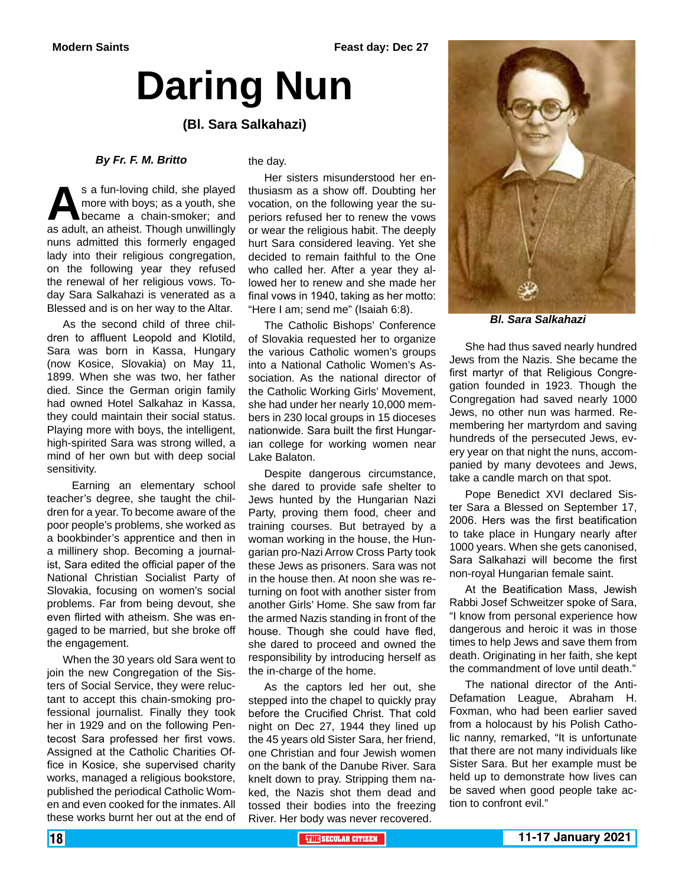Modern Saints

Feast day: Dec 27

# Daring Nun

### (Bl. Sara Salkahazi)

***By Fr. F. M. Britto***

As a fun-loving child, she played more with boys; as a youth, she became a chain-smoker; and as adult, an atheist. Though unwillingly nuns admitted this formerly engaged lady into their religious congregation, on the following year they refused the renewal of her religious vows. Today Sara Salkahazi is venerated as a Blessed and is on her way to the Altar.

As the second child of three children to affluent Leopold and Klotild, Sara was born in Kassa, Hungary (now Kosice, Slovakia) on May 11, 1899. When she was two, her father died. Since the German origin family had owned Hotel Salkahaz in Kassa, they could maintain their social status. Playing more with boys, the intelligent, high-spirited Sara was strong willed, a mind of her own but with deep social sensitivity.

Earning an elementary school teacher's degree, she taught the children for a year. To become aware of the poor people's problems, she worked as a bookbinder's apprentice and then in a millinery shop. Becoming a journalist, Sara edited the official paper of the National Christian Socialist Party of Slovakia, focusing on women's social problems. Far from being devout, she even flirted with atheism. She was engaged to be married, but she broke off the engagement.

When the 30 years old Sara went to join the new Congregation of the Sisters of Social Service, they were reluctant to accept this chain-smoking professional journalist. Finally they took her in 1929 and on the following Pentecost Sara professed her first vows. Assigned at the Catholic Charities Office in Kosice, she supervised charity works, managed a religious bookstore, published the periodical Catholic Women and even cooked for the inmates. All these works burnt her out at the end of the day.

Her sisters misunderstood her enthusiasm as a show off. Doubting her vocation, on the following year the superiors refused her to renew the vows or wear the religious habit. The deeply hurt Sara considered leaving. Yet she decided to remain faithful to the One who called her. After a year they allowed her to renew and she made her final vows in 1940, taking as her motto: "Here I am; send me" (Isaiah 6:8).

The Catholic Bishops' Conference of Slovakia requested her to organize the various Catholic women's groups into a National Catholic Women's Association. As the national director of the Catholic Working Girls' Movement, she had under her nearly 10,000 members in 230 local groups in 15 dioceses nationwide. Sara built the first Hungarian college for working women near Lake Balaton.

Despite dangerous circumstance, she dared to provide safe shelter to Jews hunted by the Hungarian Nazi Party, proving them food, cheer and training courses. But betrayed by a woman working in the house, the Hungarian pro-Nazi Arrow Cross Party took these Jews as prisoners. Sara was not in the house then. At noon she was returning on foot with another sister from another Girls' Home. She saw from far the armed Nazis standing in front of the house. Though she could have fled, she dared to proceed and owned the responsibility by introducing herself as the in-charge of the home.

As the captors led her out, she stepped into the chapel to quickly pray before the Crucified Christ. That cold night on Dec 27, 1944 they lined up the 45 years old Sister Sara, her friend, one Christian and four Jewish women on the bank of the Danube River. Sara knelt down to pray. Stripping them naked, the Nazis shot them dead and tossed their bodies into the freezing River. Her body was never recovered.

***Bl. Sara Salkahazi***

She had thus saved nearly hundred Jews from the Nazis. She became the first martyr of that Religious Congregation founded in 1923. Though the Congregation had saved nearly 1000 Jews, no other nun was harmed. Remembering her martyrdom and saving hundreds of the persecuted Jews, every year on that night the nuns, accompanied by many devotees and Jews, take a candle march on that spot.

Pope Benedict XVI declared Sister Sara a Blessed on September 17, 2006. Hers was the first beatification to take place in Hungary nearly after 1000 years. When she gets canonised, Sara Salkahazi will become the first non-royal Hungarian female saint.

At the Beatification Mass, Jewish Rabbi Josef Schweitzer spoke of Sara, "I know from personal experience how dangerous and heroic it was in those times to help Jews and save them from death. Originating in her faith, she kept the commandment of love until death."

The national director of the Anti-Defamation League, Abraham H. Foxman, who had been earlier saved from a holocaust by his Polish Catholic nanny, remarked, "It is unfortunate that there are not many individuals like Sister Sara. But her example must be held up to demonstrate how lives can be saved when good people take action to confront evil."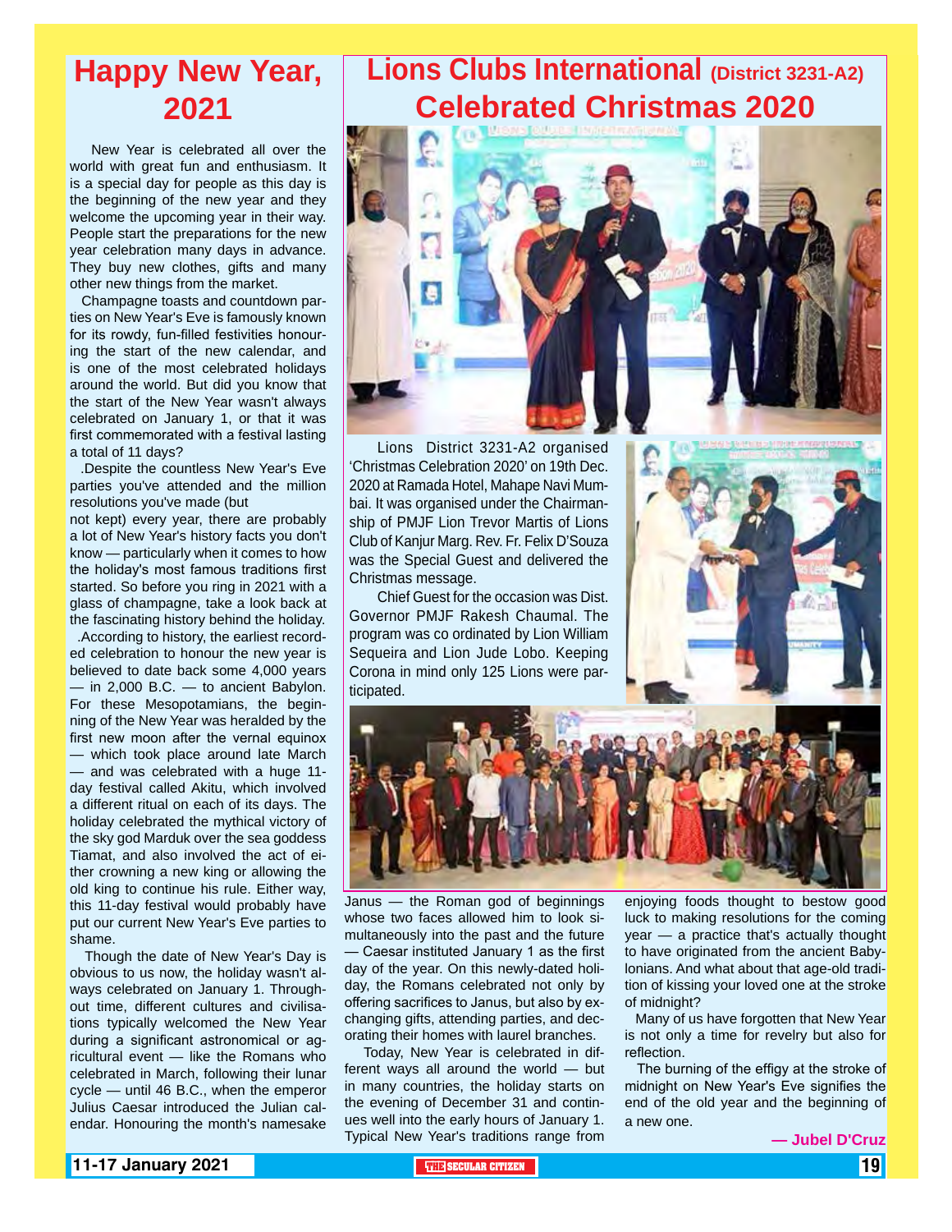# Happy New Year, 2021

New Year is celebrated all over the world with great fun and enthusiasm. It is a special day for people as this day is the beginning of the new year and they welcome the upcoming year in their way. People start the preparations for the new year celebration many days in advance. They buy new clothes, gifts and many other new things from the market.

Champagne toasts and countdown parties on New Year's Eve is famously known for its rowdy, fun-filled festivities honouring the start of the new calendar, and is one of the most celebrated holidays around the world. But did you know that the start of the New Year wasn't always celebrated on January 1, or that it was first commemorated with a festival lasting a total of 11 days?

.Despite the countless New Year's Eve parties you've attended and the million resolutions you've made (but not kept) every year, there are probably a lot of New Year's history facts you don't know — particularly when it comes to how the holiday's most famous traditions first started. So before you ring in 2021 with a glass of champagne, take a look back at the fascinating history behind the holiday.

.According to history, the earliest recorded celebration to honour the new year is believed to date back some 4,000 years — in 2,000 B.C. — to ancient Babylon. For these Mesopotamians, the beginning of the New Year was heralded by the first new moon after the vernal equinox — which took place around late March — and was celebrated with a huge 11-day festival called Akitu, which involved a different ritual on each of its days. The holiday celebrated the mythical victory of the sky god Marduk over the sea goddess Tiamat, and also involved the act of either crowning a new king or allowing the old king to continue his rule. Either way, this 11-day festival would probably have put our current New Year's Eve parties to shame.

Though the date of New Year's Day is obvious to us now, the holiday wasn't always celebrated on January 1. Throughout time, different cultures and civilisations typically welcomed the New Year during a significant astronomical or agricultural event — like the Romans who celebrated in March, following their lunar cycle — until 46 B.C., when the emperor Julius Caesar introduced the Julian calendar. Honouring the month's namesake Janus — the Roman god of beginnings whose two faces allowed him to look simultaneously into the past and the future — Caesar instituted January 1 as the first day of the year. On this newly-dated holiday, the Romans celebrated not only by offering sacrifices to Janus, but also by exchanging gifts, attending parties, and decorating their homes with laurel branches.

Today, New Year is celebrated in different ways all around the world — but in many countries, the holiday starts on the evening of December 31 and continues well into the early hours of January 1. Typical New Year's traditions range from enjoying foods thought to bestow good luck to making resolutions for the coming year — a practice that's actually thought to have originated from the ancient Babylonians. And what about that age-old tradition of kissing your loved one at the stroke of midnight?

Many of us have forgotten that New Year is not only a time for revelry but also for reflection.

The burning of the effigy at the stroke of midnight on New Year's Eve signifies the end of the old year and the beginning of a new one.

**— Jubel D'Cruz**

# Lions Clubs International (District 3231-A2) Celebrated Christmas 2020

Lions District 3231-A2 organised 'Christmas Celebration 2020' on 19th Dec. 2020 at Ramada Hotel, Mahape Navi Mumbai. It was organised under the Chairmanship of PMJF Lion Trevor Martis of Lions Club of Kanjur Marg. Rev. Fr. Felix D'Souza was the Special Guest and delivered the Christmas message.

Chief Guest for the occasion was Dist. Governor PMJF Rakesh Chaumal. The program was co ordinated by Lion William Sequeira and Lion Jude Lobo. Keeping Corona in mind only 125 Lions were participated.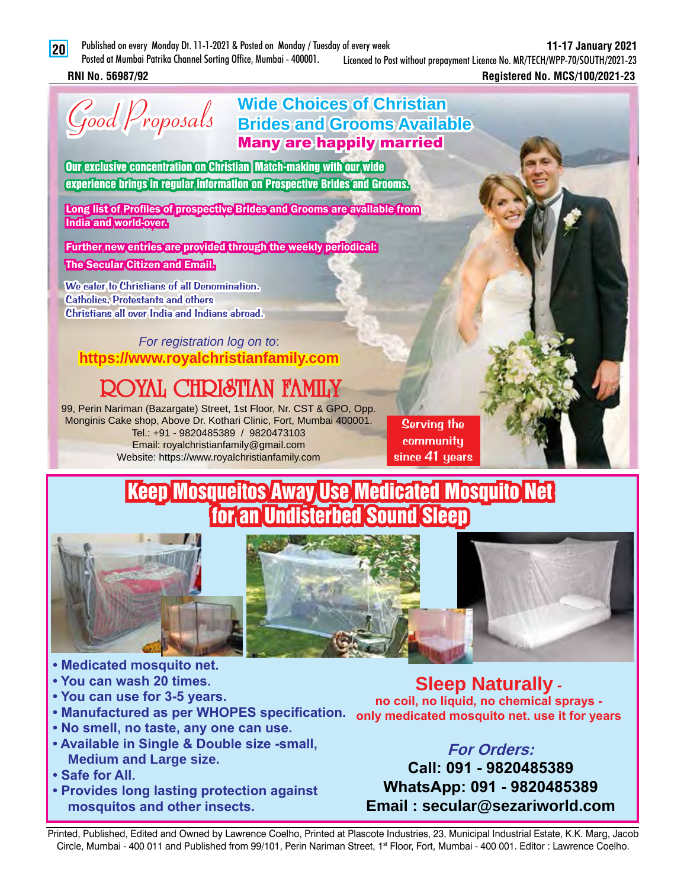# Good Proposals

## Wide Choices of Christian Brides and Grooms Available

**Many are happily married**

Our exclusive concentration on Christian Match-making with our wide experience brings in regular information on Prospective Brides and Grooms.

Long list of Profiles of prospective Brides and Grooms are available from India and world-over.

Further new entries are provided through the weekly periodical: The Secular Citizen and Email.

We cater to Christians of all Denomination. Catholics, Protestants and others Christians all over India and Indians abroad.

*For registration log on to*:
**https://www.royalchristianfamily.com**

## ROYAL CHRISTIAN FAMILY

99, Perin Nariman (Bazargate) Street, 1st Floor, Nr. CST & GPO, Opp. Monginis Cake shop, Above Dr. Kothari Clinic, Fort, Mumbai 400001.
Tel.: +91 - 9820485389 / 9820473103
Email: royalchristianfamily@gmail.com
Website: https://www.royalchristianfamily.com

**Serving the community since 41 years**

## Keep Mosqueitos Away Use Medicated Mosquito Net for an Undisterbed Sound Sleep

- Medicated mosquito net.
- You can wash 20 times.
- You can use for 3-5 years.
- Manufactured as per WHOPES specification.
- No smell, no taste, any one can use.
- Available in Single & Double size -small, Medium and Large size.
- Safe for All.
- Provides long lasting protection against mosquitos and other insects.

**Sleep Naturally -**
**no coil, no liquid, no chemical sprays - only medicated mosquito net. use it for years**

***For Orders:***
**Call: 091 - 9820485389**
**WhatsApp: 091 - 9820485389**
**Email : secular@sezariworld.com**

Printed, Published, Edited and Owned by Lawrence Coelho, Printed at Plascote Industries, 23, Municipal Industrial Estate, K.K. Marg, Jacob Circle, Mumbai - 400 011 and Published from 99/101, Perin Nariman Street, 1st Floor, Fort, Mumbai - 400 001. Editor : Lawrence Coelho.